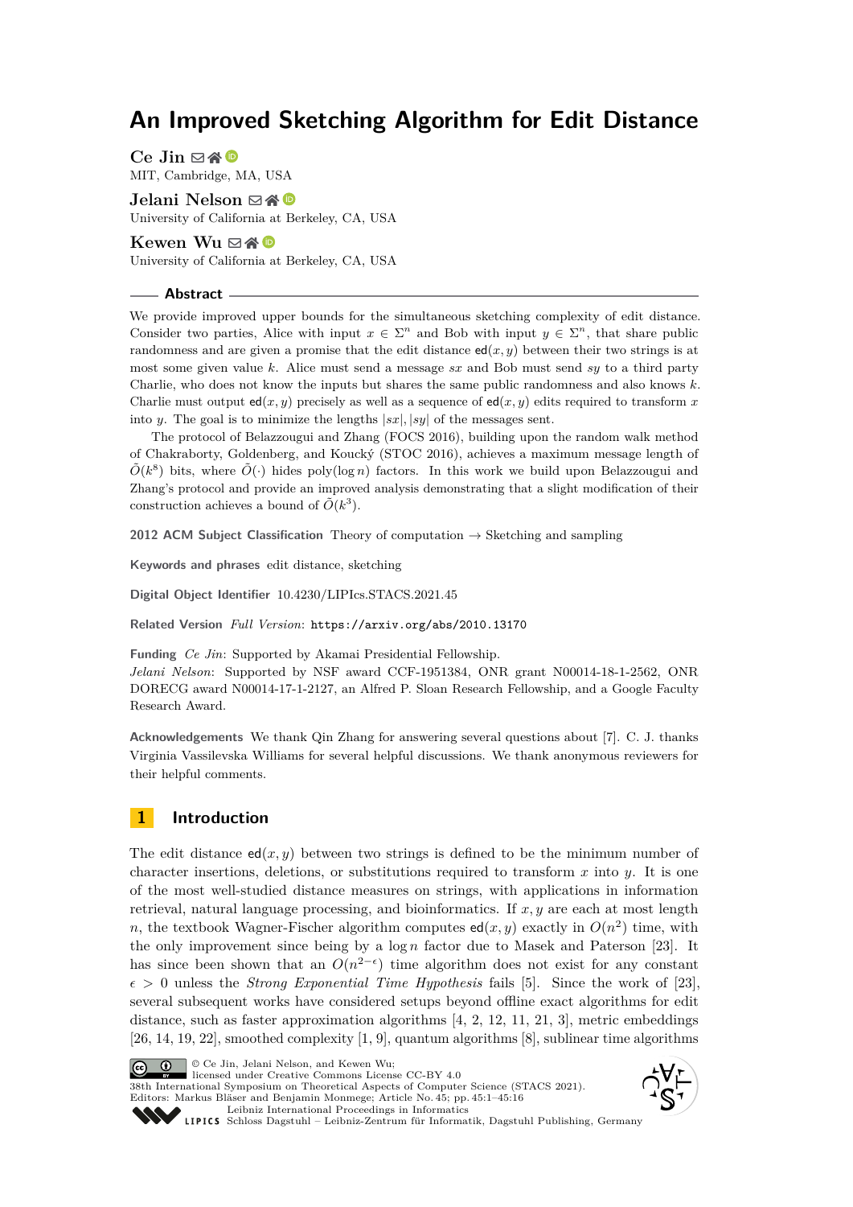# An Improved Sketching Algorithm for Edit Distance

**Ce Jin**
MIT, Cambridge, MA, USA

**Jelani Nelson**
University of California at Berkeley, CA, USA

**Kewen Wu**
University of California at Berkeley, CA, USA

## Abstract

We provide improved upper bounds for the simultaneous sketching complexity of edit distance. Consider two parties, Alice with input $x \in \Sigma^n$ and Bob with input $y \in \Sigma^n$, that share public randomness and are given a promise that the edit distance $\mathsf{ed}(x, y)$ between their two strings is at most some given value $k$. Alice must send a message $sx$ and Bob must send $sy$ to a third party Charlie, who does not know the inputs but shares the same public randomness and also knows $k$. Charlie must output $\mathsf{ed}(x, y)$ precisely as well as a sequence of $\mathsf{ed}(x, y)$ edits required to transform $x$ into $y$. The goal is to minimize the lengths $|sx|, |sy|$ of the messages sent.

The protocol of Belazzougui and Zhang (FOCS 2016), building upon the random walk method of Chakraborty, Goldenberg, and Koucký (STOC 2016), achieves a maximum message length of $\tilde{O}(k^8)$ bits, where $\tilde{O}(\cdot)$ hides $\mathrm{poly}(\log n)$ factors. In this work we build upon Belazzougui and Zhang's protocol and provide an improved analysis demonstrating that a slight modification of their construction achieves a bound of $\tilde{O}(k^3)$.

**2012 ACM Subject Classification** Theory of computation → Sketching and sampling

**Keywords and phrases** edit distance, sketching

**Digital Object Identifier** 10.4230/LIPIcs.STACS.2021.45

**Related Version** *Full Version*: https://arxiv.org/abs/2010.13170

**Funding** *Ce Jin*: Supported by Akamai Presidential Fellowship.
*Jelani Nelson*: Supported by NSF award CCF-1951384, ONR grant N00014-18-1-2562, ONR DORECG award N00014-17-1-2127, an Alfred P. Sloan Research Fellowship, and a Google Faculty Research Award.

**Acknowledgements** We thank Qin Zhang for answering several questions about [7]. C. J. thanks Virginia Vassilevska Williams for several helpful discussions. We thank anonymous reviewers for their helpful comments.

## 1 Introduction

The edit distance $\mathsf{ed}(x, y)$ between two strings is defined to be the minimum number of character insertions, deletions, or substitutions required to transform $x$ into $y$. It is one of the most well-studied distance measures on strings, with applications in information retrieval, natural language processing, and bioinformatics. If $x, y$ are each at most length $n$, the textbook Wagner-Fischer algorithm computes $\mathsf{ed}(x, y)$ exactly in $O(n^2)$ time, with the only improvement since being by a $\log n$ factor due to Masek and Paterson [23]. It has since been shown that an $O(n^{2-\epsilon})$ time algorithm does not exist for any constant $\epsilon > 0$ unless the *Strong Exponential Time Hypothesis* fails [5]. Since the work of [23], several subsequent works have considered setups beyond offline exact algorithms for edit distance, such as faster approximation algorithms [4, 2, 12, 11, 21, 3], metric embeddings [26, 14, 19, 22], smoothed complexity [1, 9], quantum algorithms [8], sublinear time algorithms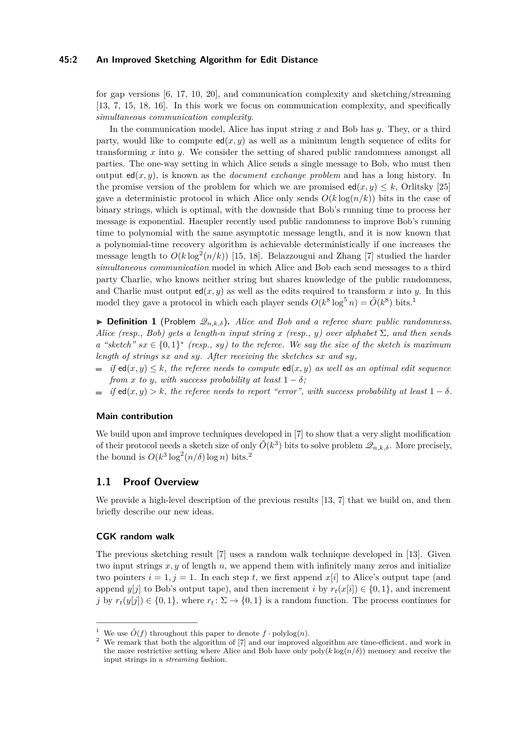for gap versions [6, 17, 10, 20], and communication complexity and sketching/streaming [13, 7, 15, 18, 16]. In this work we focus on communication complexity, and specifically *simultaneous communication complexity*.

In the communication model, Alice has input string $x$ and Bob has $y$. They, or a third party, would like to compute $\mathsf{ed}(x, y)$ as well as a minimum length sequence of edits for transforming $x$ into $y$. We consider the setting of shared public randomness amongst all parties. The one-way setting in which Alice sends a single message to Bob, who must then output $\mathsf{ed}(x, y)$, is known as the *document exchange problem* and has a long history. In the promise version of the problem for which we are promised $\mathsf{ed}(x, y) \le k$, Orlitsky [25] gave a deterministic protocol in which Alice only sends $O(k \log(n/k))$ bits in the case of binary strings, which is optimal, with the downside that Bob's running time to process her message is exponential. Haeupler recently used public randomness to improve Bob's running time to polynomial with the same asymptotic message length, and it is now known that a polynomial-time recovery algorithm is achievable deterministically if one increases the message length to $O(k \log^2(n/k))$ [15, 18]. Belazzougui and Zhang [7] studied the harder *simultaneous communication* model in which Alice and Bob each send messages to a third party Charlie, who knows neither string but shares knowledge of the public randomness, and Charlie must output $\mathsf{ed}(x, y)$ as well as the edits required to transform $x$ into $y$. In this model they gave a protocol in which each player sends $O(k^8 \log^5 n) = \tilde{O}(k^8)$ bits.[1]

▶ **Definition 1** (Problem $\mathscr{Q}_{n,k,\delta}$). *Alice and Bob and a referee share public randomness. Alice (resp., Bob) gets a length-$n$ input string $x$ (resp., $y$) over alphabet $\Sigma$, and then sends a "sketch" $sx \in \{0, 1\}^*$ (resp., $sy$) to the referee. We say the size of the sketch is maximum length of strings $sx$ and $sy$. After receiving the sketches $sx$ and $sy$,*

- *if $\mathsf{ed}(x, y) \le k$, the referee needs to compute $\mathsf{ed}(x, y)$ as well as an optimal edit sequence from $x$ to $y$, with success probability at least $1 - \delta$;*
- *if $\mathsf{ed}(x, y) > k$, the referee needs to report "error", with success probability at least $1 - \delta$.*

#### Main contribution

We build upon and improve techniques developed in [7] to show that a very slight modification of their protocol needs a sketch size of only $\tilde{O}(k^3)$ bits to solve problem $\mathscr{Q}_{n,k,\delta}$. More precisely, the bound is $O(k^3 \log^2(n/\delta) \log n)$ bits.[2]

## 1.1 Proof Overview

We provide a high-level description of the previous results [13, 7] that we build on, and then briefly describe our new ideas.

#### CGK random walk

The previous sketching result [7] uses a random walk technique developed in [13]. Given two input strings $x, y$ of length $n$, we append them with infinitely many zeros and initialize two pointers $i = 1, j = 1$. In each step $t$, we first append $x[i]$ to Alice's output tape (and append $y[j]$ to Bob's output tape), and then increment $i$ by $r_t(x[i]) \in \{0, 1\}$, and increment $j$ by $r_t(y[j]) \in \{0, 1\}$, where $r_t : \Sigma \to \{0, 1\}$ is a random function. The process continues for

---

[1] We use $\tilde{O}(f)$ throughout this paper to denote $f \cdot \mathrm{polylog}(n)$.

[2] We remark that both the algorithm of [7] and our improved algorithm are time-efficient, and work in the more restrictive setting where Alice and Bob have only $\mathrm{poly}(k \log(n/\delta))$ memory and receive the input strings in a *streaming* fashion.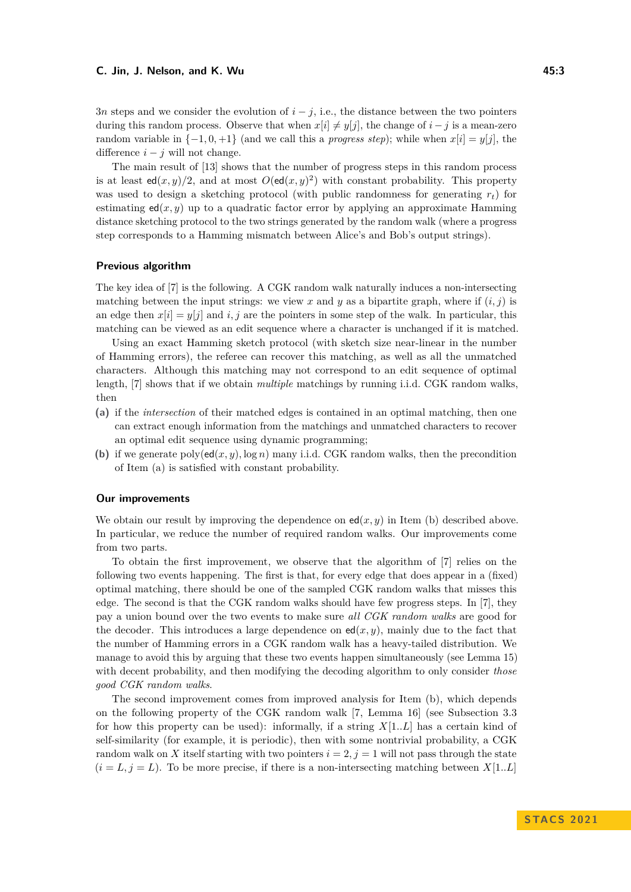$3n$ steps and we consider the evolution of $i - j$, i.e., the distance between the two pointers during this random process. Observe that when $x[i] \neq y[j]$, the change of $i - j$ is a mean-zero random variable in $\{-1, 0, +1\}$ (and we call this a *progress step*); while when $x[i] = y[j]$, the difference $i - j$ will not change.

The main result of [13] shows that the number of progress steps in this random process is at least $\mathsf{ed}(x, y)/2$, and at most $O(\mathsf{ed}(x, y)^2)$ with constant probability. This property was used to design a sketching protocol (with public randomness for generating $r_t$) for estimating $\mathsf{ed}(x, y)$ up to a quadratic factor error by applying an approximate Hamming distance sketching protocol to the two strings generated by the random walk (where a progress step corresponds to a Hamming mismatch between Alice's and Bob's output strings).

### Previous algorithm

The key idea of [7] is the following. A CGK random walk naturally induces a non-intersecting matching between the input strings: we view $x$ and $y$ as a bipartite graph, where if $(i, j)$ is an edge then $x[i] = y[j]$ and $i, j$ are the pointers in some step of the walk. In particular, this matching can be viewed as an edit sequence where a character is unchanged if it is matched.

Using an exact Hamming sketch protocol (with sketch size near-linear in the number of Hamming errors), the referee can recover this matching, as well as all the unmatched characters. Although this matching may not correspond to an edit sequence of optimal length, [7] shows that if we obtain *multiple* matchings by running i.i.d. CGK random walks, then

**(a)** if the *intersection* of their matched edges is contained in an optimal matching, then one can extract enough information from the matchings and unmatched characters to recover an optimal edit sequence using dynamic programming;

**(b)** if we generate $\mathrm{poly}(\mathsf{ed}(x, y), \log n)$ many i.i.d. CGK random walks, then the precondition of Item (a) is satisfied with constant probability.

### Our improvements

We obtain our result by improving the dependence on $\mathsf{ed}(x, y)$ in Item (b) described above. In particular, we reduce the number of required random walks. Our improvements come from two parts.

To obtain the first improvement, we observe that the algorithm of [7] relies on the following two events happening. The first is that, for every edge that does appear in a (fixed) optimal matching, there should be one of the sampled CGK random walks that misses this edge. The second is that the CGK random walks should have few progress steps. In [7], they pay a union bound over the two events to make sure *all CGK random walks* are good for the decoder. This introduces a large dependence on $\mathsf{ed}(x, y)$, mainly due to the fact that the number of Hamming errors in a CGK random walk has a heavy-tailed distribution. We manage to avoid this by arguing that these two events happen simultaneously (see Lemma 15) with decent probability, and then modifying the decoding algorithm to only consider *those good CGK random walks*.

The second improvement comes from improved analysis for Item (b), which depends on the following property of the CGK random walk [7, Lemma 16] (see Subsection 3.3 for how this property can be used): informally, if a string $X[1..L]$ has a certain kind of self-similarity (for example, it is periodic), then with some nontrivial probability, a CGK random walk on $X$ itself starting with two pointers $i = 2, j = 1$ will not pass through the state $(i = L, j = L)$. To be more precise, if there is a non-intersecting matching between $X[1..L]$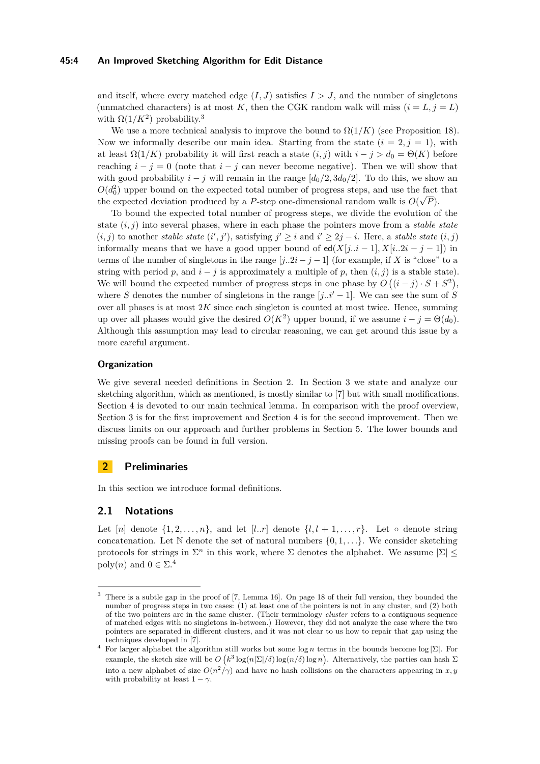and itself, where every matched edge $(I, J)$ satisfies $I > J$, and the number of singletons (unmatched characters) is at most $K$, then the CGK random walk will miss $(i = L, j = L)$ with $\Omega(1/K^2)$ probability.[3]

We use a more technical analysis to improve the bound to $\Omega(1/K)$ (see Proposition 18). Now we informally describe our main idea. Starting from the state $(i = 2, j = 1)$, with at least $\Omega(1/K)$ probability it will first reach a state $(i, j)$ with $i - j > d_0 = \Theta(K)$ before reaching $i - j = 0$ (note that $i - j$ can never become negative). Then we will show that with good probability $i - j$ will remain in the range $[d_0/2, 3d_0/2]$. To do this, we show an $O(d_0^2)$ upper bound on the expected total number of progress steps, and use the fact that the expected deviation produced by a $P$-step one-dimensional random walk is $O(\sqrt{P})$.

To bound the expected total number of progress steps, we divide the evolution of the state $(i, j)$ into several phases, where in each phase the pointers move from a *stable state* $(i, j)$ to another *stable state* $(i', j')$, satisfying $j' \geq i$ and $i' \geq 2j - i$. Here, a *stable state* $(i, j)$ informally means that we have a good upper bound of $\mathsf{ed}(X[j..i-1], X[i..2i-j-1])$ in terms of the number of singletons in the range $[j..2i-j-1]$ (for example, if $X$ is "close" to a string with period $p$, and $i - j$ is approximately a multiple of $p$, then $(i, j)$ is a stable state). We will bound the expected number of progress steps in one phase by $O\left((i - j) \cdot S + S^2\right)$, where $S$ denotes the number of singletons in the range $[j..i' - 1]$. We can see the sum of $S$ over all phases is at most $2K$ since each singleton is counted at most twice. Hence, summing up over all phases would give the desired $O(K^2)$ upper bound, if we assume $i - j = \Theta(d_0)$. Although this assumption may lead to circular reasoning, we can get around this issue by a more careful argument.

### Organization

We give several needed definitions in Section 2. In Section 3 we state and analyze our sketching algorithm, which as mentioned, is mostly similar to [7] but with small modifications. Section 4 is devoted to our main technical lemma. In comparison with the proof overview, Section 3 is for the first improvement and Section 4 is for the second improvement. Then we discuss limits on our approach and further problems in Section 5. The lower bounds and missing proofs can be found in full version.

## 2 Preliminaries

In this section we introduce formal definitions.

### 2.1 Notations

Let $[n]$ denote $\{1, 2, \ldots, n\}$, and let $[l..r]$ denote $\{l, l+1, \ldots, r\}$. Let $\circ$ denote string concatenation. Let $\mathbb{N}$ denote the set of natural numbers $\{0, 1, \ldots\}$. We consider sketching protocols for strings in $\Sigma^n$ in this work, where $\Sigma$ denotes the alphabet. We assume $|\Sigma| \leq \mathrm{poly}(n)$ and $0 \in \Sigma$.[4]

---

[3] There is a subtle gap in the proof of [7, Lemma 16]. On page 18 of their full version, they bounded the number of progress steps in two cases: (1) at least one of the pointers is not in any cluster, and (2) both of the two pointers are in the same cluster. (Their terminology *cluster* refers to a contiguous sequence of matched edges with no singletons in-between.) However, they did not analyze the case where the two pointers are separated in different clusters, and it was not clear to us how to repair that gap using the techniques developed in [7].

[4] For larger alphabet the algorithm still works but some $\log n$ terms in the bounds become $\log |\Sigma|$. For example, the sketch size will be $O\left(k^3 \log(n|\Sigma|/\delta) \log(n/\delta) \log n\right)$. Alternatively, the parties can hash $\Sigma$ into a new alphabet of size $O(n^2/\gamma)$ and have no hash collisions on the characters appearing in $x, y$ with probability at least $1 - \gamma$.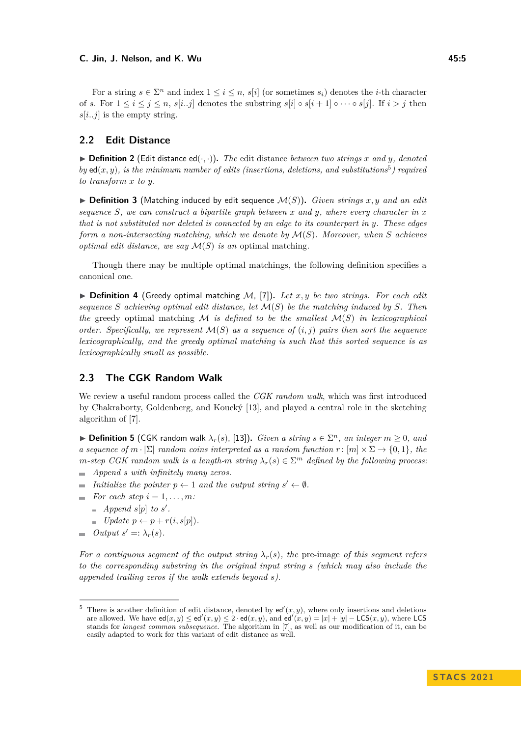For a string $s \in \Sigma^n$ and index $1 \le i \le n$, $s[i]$ (or sometimes $s_i$) denotes the $i$-th character of $s$. For $1 \le i \le j \le n$, $s[i..j]$ denotes the substring $s[i] \circ s[i+1] \circ \cdots \circ s[j]$. If $i > j$ then $s[i..j]$ is the empty string.

## 2.2 Edit Distance

▶ **Definition 2** (Edit distance $\mathsf{ed}(\cdot,\cdot)$). *The* edit distance *between two strings $x$ and $y$, denoted by $\mathsf{ed}(x, y)$, is the minimum number of edits (insertions, deletions, and substitutions[5]) required to transform $x$ to $y$.*

▶ **Definition 3** (Matching induced by edit sequence $\mathcal{M}(S)$). *Given strings $x, y$ and an edit sequence $S$, we can construct a bipartite graph between $x$ and $y$, where every character in $x$ that is not substituted nor deleted is connected by an edge to its counterpart in $y$. These edges form a non-intersecting matching, which we denote by $\mathcal{M}(S)$. Moreover, when $S$ achieves optimal edit distance, we say $\mathcal{M}(S)$ is an* optimal matching.

Though there may be multiple optimal matchings, the following definition specifies a canonical one.

▶ **Definition 4** (Greedy optimal matching $\mathcal{M}$, [7]). *Let $x, y$ be two strings. For each edit sequence $S$ achieving optimal edit distance, let $\mathcal{M}(S)$ be the matching induced by $S$. Then the* greedy optimal matching *$\mathcal{M}$ is defined to be the smallest $\mathcal{M}(S)$ in lexicographical order. Specifically, we represent $\mathcal{M}(S)$ as a sequence of $(i, j)$ pairs then sort the sequence lexicographically, and the greedy optimal matching is such that this sorted sequence is as lexicographically small as possible.*

## 2.3 The CGK Random Walk

We review a useful random process called the *CGK random walk*, which was first introduced by Chakraborty, Goldenberg, and Koucký [13], and played a central role in the sketching algorithm of [7].

▶ **Definition 5** (CGK random walk $\lambda_r(s)$, [13]). *Given a string $s \in \Sigma^n$, an integer $m \ge 0$, and a sequence of $m \cdot |\Sigma|$ random coins interpreted as a random function $r : [m] \times \Sigma \to \{0, 1\}$, the $m$-step CGK random walk is a length-$m$ string $\lambda_r(s) \in \Sigma^m$ defined by the following process:*

- *Append $s$ with infinitely many zeros.*
- *Initialize the pointer $p \leftarrow 1$ and the output string $s' \leftarrow \emptyset$.*
- *For each step $i = 1, \ldots, m$:*
  - *Append $s[p]$ to $s'$.*
  - *Update $p \leftarrow p + r(i, s[p])$.*
- *Output $s' =: \lambda_r(s)$.*

*For a contiguous segment of the output string $\lambda_r(s)$, the* pre-image *of this segment refers to the corresponding substring in the original input string $s$ (which may also include the appended trailing zeros if the walk extends beyond $s$).*

---

[5] There is another definition of edit distance, denoted by $\mathsf{ed}'(x, y)$, where only insertions and deletions are allowed. We have $\mathsf{ed}(x, y) \le \mathsf{ed}'(x, y) \le 2 \cdot \mathsf{ed}(x, y)$, and $\mathsf{ed}'(x, y) = |x| + |y| - \mathsf{LCS}(x, y)$, where $\mathsf{LCS}$ stands for *longest common subsequence*. The algorithm in [7], as well as our modification of it, can be easily adapted to work for this variant of edit distance as well.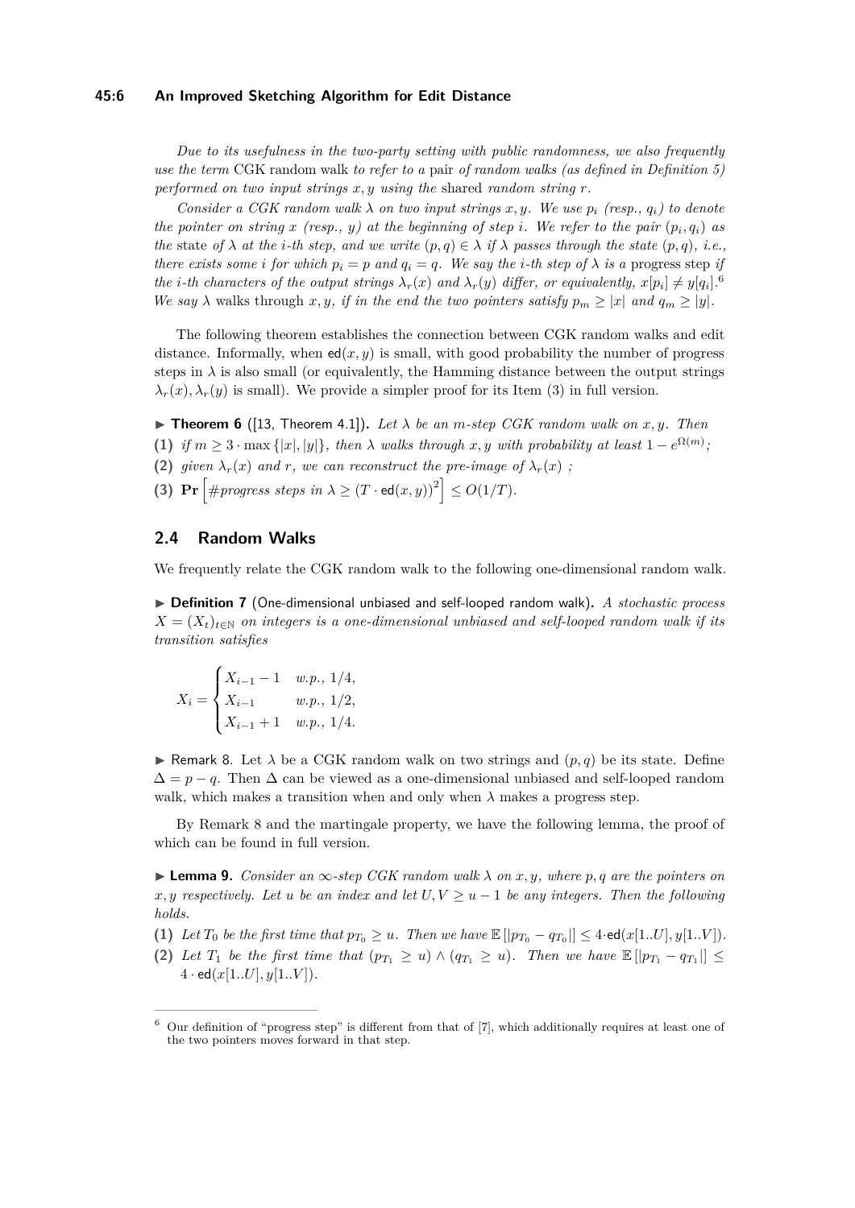*Due to its usefulness in the two-party setting with public randomness, we also frequently use the term* CGK random walk *to refer to a* pair *of random walks (as defined in Definition 5) performed on two input strings $x, y$ using the* shared *random string $r$.*

*Consider a CGK random walk $\lambda$ on two input strings $x, y$. We use $p_i$ (resp., $q_i$) to denote the pointer on string $x$ (resp., $y$) at the beginning of step $i$. We refer to the pair $(p_i, q_i)$ as the* state *of $\lambda$ at the $i$-th step, and we write $(p, q) \in \lambda$ if $\lambda$ passes through the state $(p, q)$, i.e., there exists some $i$ for which $p_i = p$ and $q_i = q$. We say the $i$-th step of $\lambda$ is a* progress step *if the $i$-th characters of the output strings $\lambda_r(x)$ and $\lambda_r(y)$ differ, or equivalently, $x[p_i] \neq y[q_i]$.*[6] *We say $\lambda$* walks *through $x, y$, if in the end the two pointers satisfy $p_m \geq |x|$ and $q_m \geq |y|$.*

The following theorem establishes the connection between CGK random walks and edit distance. Informally, when $\mathsf{ed}(x, y)$ is small, with good probability the number of progress steps in $\lambda$ is also small (or equivalently, the Hamming distance between the output strings $\lambda_r(x), \lambda_r(y)$ is small). We provide a simpler proof for its Item (3) in full version.

▶ **Theorem 6** ([13, Theorem 4.1]). *Let $\lambda$ be an $m$-step CGK random walk on $x, y$. Then*

**(1)** *if $m \geq 3 \cdot \max\{|x|, |y|\}$, then $\lambda$ walks through $x, y$ with probability at least $1 - e^{\Omega(m)}$;*

**(2)** *given $\lambda_r(x)$ and $r$, we can reconstruct the pre-image of $\lambda_r(x)$ ;*

**(3)** $\mathbf{Pr}\left[\#\text{progress steps in } \lambda \geq (T \cdot \mathsf{ed}(x, y))^2\right] \leq O(1/T)$.

## 2.4 Random Walks

We frequently relate the CGK random walk to the following one-dimensional random walk.

▶ **Definition 7** (One-dimensional unbiased and self-looped random walk). *A stochastic process $X = (X_t)_{t \in \mathbb{N}}$ on integers is a one-dimensional unbiased and self-looped random walk if its transition satisfies*

$$X_i = \begin{cases} X_{i-1} - 1 & \text{w.p., } 1/4, \\ X_{i-1} & \text{w.p., } 1/2, \\ X_{i-1} + 1 & \text{w.p., } 1/4. \end{cases}$$

▶ Remark 8. Let $\lambda$ be a CGK random walk on two strings and $(p, q)$ be its state. Define $\Delta = p - q$. Then $\Delta$ can be viewed as a one-dimensional unbiased and self-looped random walk, which makes a transition when and only when $\lambda$ makes a progress step.

By Remark 8 and the martingale property, we have the following lemma, the proof of which can be found in full version.

▶ **Lemma 9.** *Consider an $\infty$-step CGK random walk $\lambda$ on $x, y$, where $p, q$ are the pointers on $x, y$ respectively. Let $u$ be an index and let $U, V \geq u - 1$ be any integers. Then the following holds.*

**(1)** *Let $T_0$ be the first time that $p_{T_0} \geq u$. Then we have $\mathbb{E}\left[|p_{T_0} - q_{T_0}|\right] \leq 4 \cdot \mathsf{ed}(x[1..U], y[1..V])$.*

**(2)** *Let $T_1$ be the first time that $(p_{T_1} \geq u) \wedge (q_{T_1} \geq u)$. Then we have $\mathbb{E}\left[|p_{T_1} - q_{T_1}|\right] \leq 4 \cdot \mathsf{ed}(x[1..U], y[1..V])$.*

---

[6] Our definition of "progress step" is different from that of [7], which additionally requires at least one of the two pointers moves forward in that step.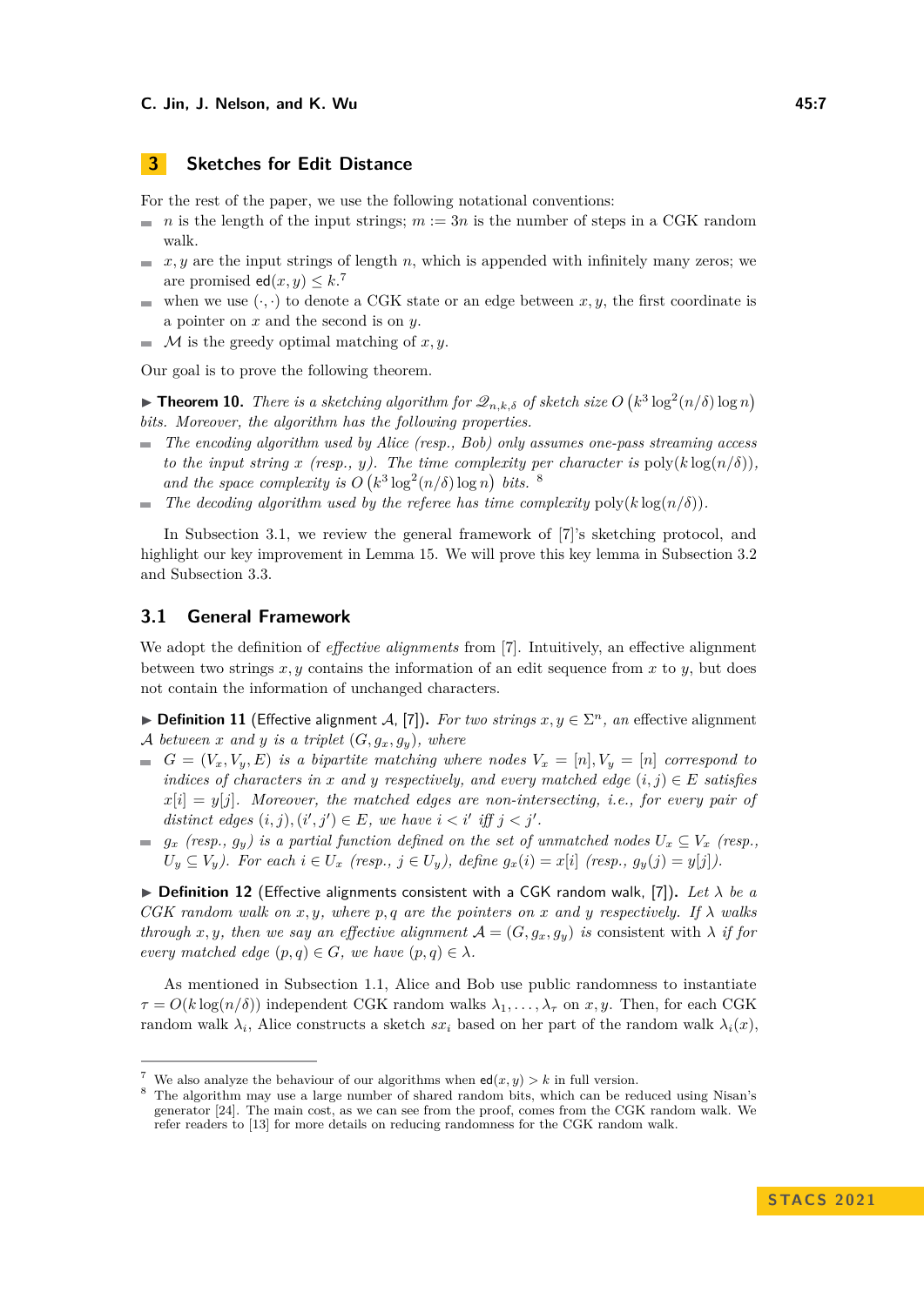## 3 Sketches for Edit Distance

For the rest of the paper, we use the following notational conventions:

- $n$ is the length of the input strings; $m := 3n$ is the number of steps in a CGK random walk.
- $x, y$ are the input strings of length $n$, which is appended with infinitely many zeros; we are promised $\mathsf{ed}(x, y) \le k$.[7]
- when we use $(\cdot, \cdot)$ to denote a CGK state or an edge between $x, y$, the first coordinate is a pointer on $x$ and the second is on $y$.
- $\mathcal{M}$ is the greedy optimal matching of $x, y$.

Our goal is to prove the following theorem.

▶ **Theorem 10.** *There is a sketching algorithm for $\mathcal{Q}_{n,k,\delta}$ of sketch size $O\left(k^3 \log^2(n/\delta) \log n\right)$ bits. Moreover, the algorithm has the following properties.*

- *The encoding algorithm used by Alice (resp., Bob) only assumes one-pass streaming access to the input string $x$ (resp., $y$). The time complexity per character is $\mathrm{poly}(k \log(n/\delta))$, and the space complexity is $O\left(k^3 \log^2(n/\delta) \log n\right)$ bits.* [8]
- *The decoding algorithm used by the referee has time complexity $\mathrm{poly}(k \log(n/\delta))$.*

In Subsection 3.1, we review the general framework of [7]'s sketching protocol, and highlight our key improvement in Lemma 15. We will prove this key lemma in Subsection 3.2 and Subsection 3.3.

### 3.1 General Framework

We adopt the definition of *effective alignments* from [7]. Intuitively, an effective alignment between two strings $x, y$ contains the information of an edit sequence from $x$ to $y$, but does not contain the information of unchanged characters.

▶ **Definition 11** (Effective alignment $\mathcal{A}$, [7])**.** *For two strings $x, y \in \Sigma^n$, an* effective alignment *$\mathcal{A}$ between $x$ and $y$ is a triplet $(G, g_x, g_y)$, where*

- *$G = (V_x, V_y, E)$ is a bipartite matching where nodes $V_x = [n], V_y = [n]$ correspond to indices of characters in $x$ and $y$ respectively, and every matched edge $(i, j) \in E$ satisfies $x[i] = y[j]$. Moreover, the matched edges are non-intersecting, i.e., for every pair of distinct edges $(i, j), (i', j') \in E$, we have $i < i'$ iff $j < j'$.*
- *$g_x$ (resp., $g_y$) is a partial function defined on the set of unmatched nodes $U_x \subseteq V_x$ (resp., $U_y \subseteq V_y$). For each $i \in U_x$ (resp., $j \in U_y$), define $g_x(i) = x[i]$ (resp., $g_y(j) = y[j]$).*

▶ **Definition 12** (Effective alignments consistent with a CGK random walk, [7])**.** *Let $\lambda$ be a CGK random walk on $x, y$, where $p, q$ are the pointers on $x$ and $y$ respectively. If $\lambda$ walks through $x, y$, then we say an effective alignment $\mathcal{A} = (G, g_x, g_y)$ is consistent with $\lambda$ if for every matched edge $(p, q) \in G$, we have $(p, q) \in \lambda$.*

As mentioned in Subsection 1.1, Alice and Bob use public randomness to instantiate $\tau = O(k \log(n/\delta))$ independent CGK random walks $\lambda_1, \ldots, \lambda_\tau$ on $x, y$. Then, for each CGK random walk $\lambda_i$, Alice constructs a sketch $sx_i$ based on her part of the random walk $\lambda_i(x)$,

---

[7] We also analyze the behaviour of our algorithms when $\mathsf{ed}(x, y) > k$ in full version.

[8] The algorithm may use a large number of shared random bits, which can be reduced using Nisan's generator [24]. The main cost, as we can see from the proof, comes from the CGK random walk. We refer readers to [13] for more details on reducing randomness for the CGK random walk.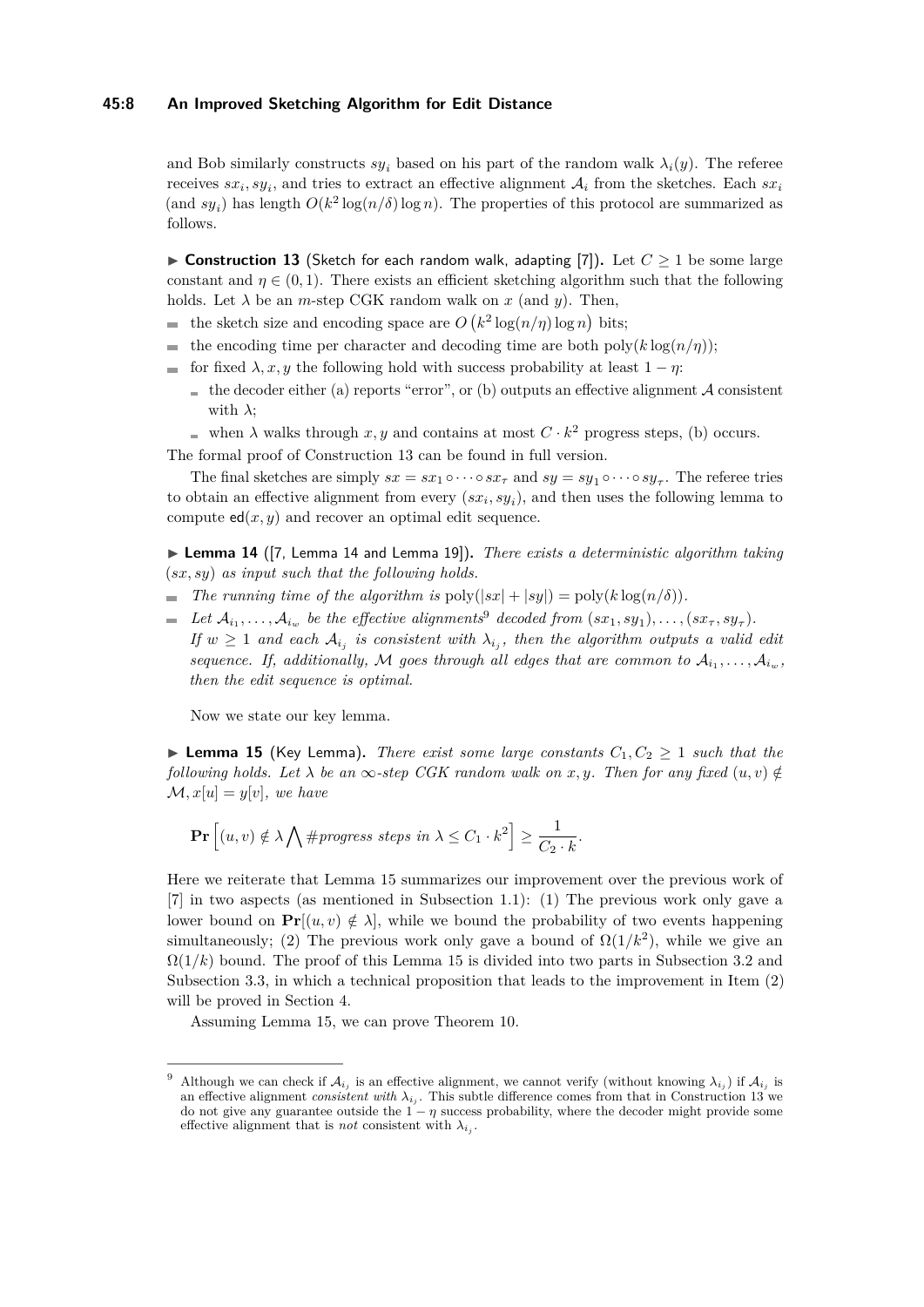and Bob similarly constructs $sy_i$ based on his part of the random walk $\lambda_i(y)$. The referee receives $sx_i, sy_i$, and tries to extract an effective alignment $\mathcal{A}_i$ from the sketches. Each $sx_i$ (and $sy_i$) has length $O(k^2 \log(n/\delta) \log n)$. The properties of this protocol are summarized as follows.

▶ **Construction 13** (Sketch for each random walk, adapting [7])**.** Let $C \geq 1$ be some large constant and $\eta \in (0, 1)$. There exists an efficient sketching algorithm such that the following holds. Let $\lambda$ be an $m$-step CGK random walk on $x$ (and $y$). Then,

- the sketch size and encoding space are $O\left(k^2 \log(n/\eta) \log n\right)$ bits;
- the encoding time per character and decoding time are both $\mathrm{poly}(k \log(n/\eta))$;
- for fixed $\lambda, x, y$ the following hold with success probability at least $1 - \eta$:
  - the decoder either (a) reports "error", or (b) outputs an effective alignment $\mathcal{A}$ consistent with $\lambda$;
  - when $\lambda$ walks through $x, y$ and contains at most $C \cdot k^2$ progress steps, (b) occurs.

The formal proof of Construction 13 can be found in full version.

The final sketches are simply $sx = sx_1 \circ \cdots \circ sx_\tau$ and $sy = sy_1 \circ \cdots \circ sy_\tau$. The referee tries to obtain an effective alignment from every $(sx_i, sy_i)$, and then uses the following lemma to compute $\mathsf{ed}(x, y)$ and recover an optimal edit sequence.

▶ **Lemma 14** ([7, Lemma 14 and Lemma 19])**.** *There exists a deterministic algorithm taking* $(sx, sy)$ *as input such that the following holds.*

- *The running time of the algorithm is* $\mathrm{poly}(|sx| + |sy|) = \mathrm{poly}(k \log(n/\delta))$.
- *Let* $\mathcal{A}_{i_1}, \ldots, \mathcal{A}_{i_w}$ *be the effective alignments*[9] *decoded from* $(sx_1, sy_1), \ldots, (sx_\tau, sy_\tau)$. *If* $w \geq 1$ *and each* $\mathcal{A}_{i_j}$ *is consistent with* $\lambda_{i_j}$*, then the algorithm outputs a valid edit sequence. If, additionally,* $\mathcal{M}$ *goes through all edges that are common to* $\mathcal{A}_{i_1}, \ldots, \mathcal{A}_{i_w}$*, then the edit sequence is optimal.*

Now we state our key lemma.

▶ **Lemma 15** (Key Lemma)**.** *There exist some large constants* $C_1, C_2 \geq 1$ *such that the following holds. Let* $\lambda$ *be an* $\infty$*-step CGK random walk on* $x, y$*. Then for any fixed* $(u, v) \notin \mathcal{M}, x[u] = y[v]$*, we have*

$$\mathbf{Pr}\left[(u, v) \notin \lambda \bigwedge \#\textit{progress steps in } \lambda \leq C_1 \cdot k^2\right] \geq \frac{1}{C_2 \cdot k}.$$

Here we reiterate that Lemma 15 summarizes our improvement over the previous work of [7] in two aspects (as mentioned in Subsection 1.1): (1) The previous work only gave a lower bound on $\mathbf{Pr}[(u, v) \notin \lambda]$, while we bound the probability of two events happening simultaneously; (2) The previous work only gave a bound of $\Omega(1/k^2)$, while we give an $\Omega(1/k)$ bound. The proof of this Lemma 15 is divided into two parts in Subsection 3.2 and Subsection 3.3, in which a technical proposition that leads to the improvement in Item (2) will be proved in Section 4.

Assuming Lemma 15, we can prove Theorem 10.

---

[9] Although we can check if $\mathcal{A}_{i_j}$ is an effective alignment, we cannot verify (without knowing $\lambda_{i_j}$) if $\mathcal{A}_{i_j}$ is an effective alignment *consistent with* $\lambda_{i_j}$. This subtle difference comes from that in Construction 13 we do not give any guarantee outside the $1 - \eta$ success probability, where the decoder might provide some effective alignment that is *not* consistent with $\lambda_{i_j}$.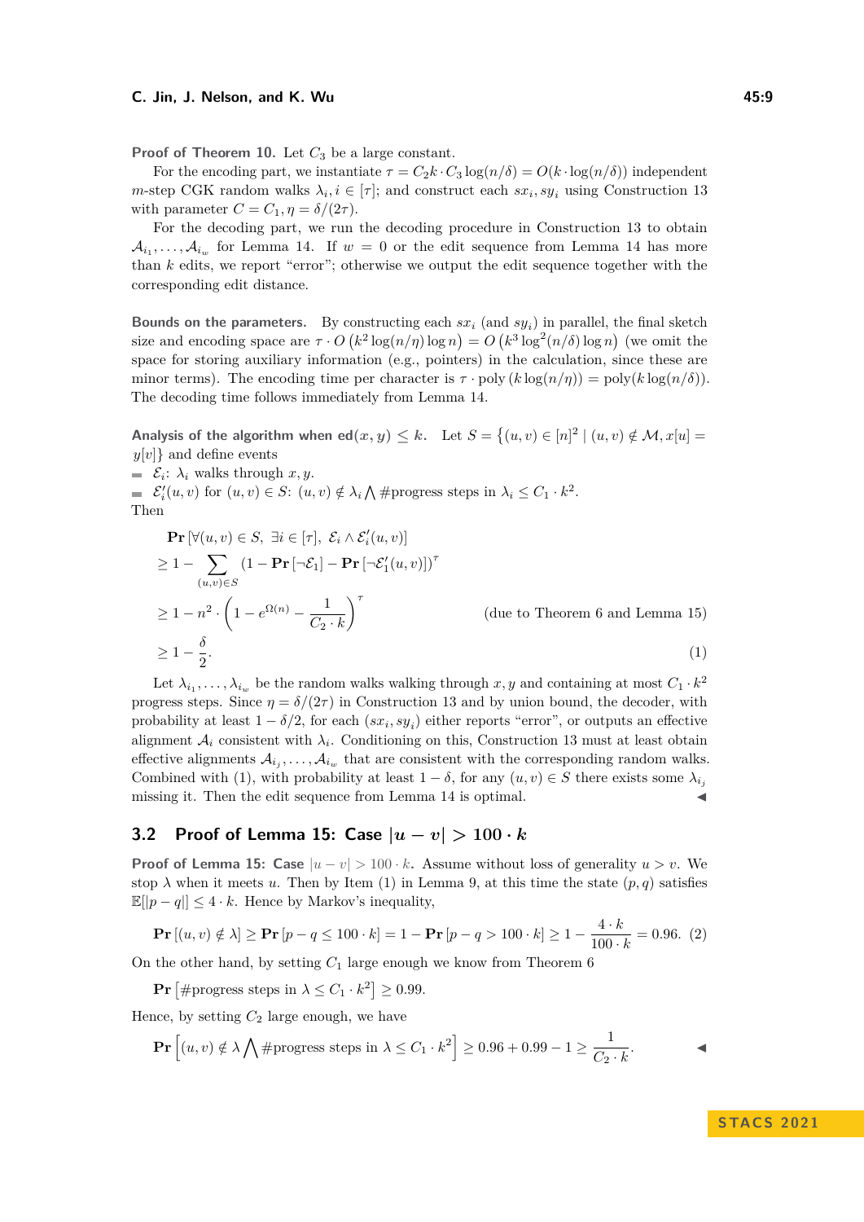**Proof of Theorem 10.** Let $C_3$ be a large constant.

For the encoding part, we instantiate $\tau = C_2 k \cdot C_3 \log(n/\delta) = O(k \cdot \log(n/\delta))$ independent $m$-step CGK random walks $\lambda_i, i \in [\tau]$; and construct each $sx_i, sy_i$ using Construction 13 with parameter $C = C_1, \eta = \delta/(2\tau)$.

For the decoding part, we run the decoding procedure in Construction 13 to obtain $\mathcal{A}_{i_1}, \ldots, \mathcal{A}_{i_w}$ for Lemma 14. If $w = 0$ or the edit sequence from Lemma 14 has more than $k$ edits, we report "error"; otherwise we output the edit sequence together with the corresponding edit distance.

**Bounds on the parameters.** By constructing each $sx_i$ (and $sy_i$) in parallel, the final sketch size and encoding space are $\tau \cdot O\left(k^2 \log(n/\eta) \log n\right) = O\left(k^3 \log^2(n/\delta) \log n\right)$ (we omit the space for storing auxiliary information (e.g., pointers) in the calculation, since these are minor terms). The encoding time per character is $\tau \cdot \mathrm{poly}\left(k \log(n/\eta)\right) = \mathrm{poly}(k \log(n/\delta))$. The decoding time follows immediately from Lemma 14.

**Analysis of the algorithm when $\mathsf{ed}(x, y) \leq k$.** Let $S = \left\{(u, v) \in [n]^2 \mid (u, v) \notin \mathcal{M}, x[u] = y[v]\right\}$ and define events

- $\mathcal{E}_i$: $\lambda_i$ walks through $x, y$.
- $\mathcal{E}'_i(u, v)$ for $(u, v) \in S$: $(u, v) \notin \lambda_i \bigwedge$ #progress steps in $\lambda_i \leq C_1 \cdot k^2$.

Then

$$
\begin{aligned}
&\mathbf{Pr}\left[\forall (u, v) \in S,\ \exists i \in [\tau],\ \mathcal{E}_i \wedge \mathcal{E}'_i(u, v)\right] \\
&\geq 1 - \sum_{(u,v) \in S} \left(1 - \mathbf{Pr}\left[\neg \mathcal{E}_1\right] - \mathbf{Pr}\left[\neg \mathcal{E}'_1(u, v)\right]\right)^{\tau} \\
&\geq 1 - n^2 \cdot \left(1 - e^{\Omega(n)} - \frac{1}{C_2 \cdot k}\right)^{\tau} \qquad \text{(due to Theorem 6 and Lemma 15)} \\
&\geq 1 - \frac{\delta}{2}. \qquad (1)
\end{aligned}
$$

Let $\lambda_{i_1}, \ldots, \lambda_{i_w}$ be the random walks walking through $x, y$ and containing at most $C_1 \cdot k^2$ progress steps. Since $\eta = \delta/(2\tau)$ in Construction 13 and by union bound, the decoder, with probability at least $1 - \delta/2$, for each $(sx_i, sy_i)$ either reports "error", or outputs an effective alignment $\mathcal{A}_i$ consistent with $\lambda_i$. Conditioning on this, Construction 13 must at least obtain effective alignments $\mathcal{A}_{i_j}, \ldots, \mathcal{A}_{i_w}$ that are consistent with the corresponding random walks. Combined with (1), with probability at least $1 - \delta$, for any $(u, v) \in S$ there exists some $\lambda_{i_j}$ missing it. Then the edit sequence from Lemma 14 is optimal. ◀

## 3.2 Proof of Lemma 15: Case $|u - v| > 100 \cdot k$

**Proof of Lemma 15: Case $|u - v| > 100 \cdot k$.** Assume without loss of generality $u > v$. We stop $\lambda$ when it meets $u$. Then by Item (1) in Lemma 9, at this time the state $(p, q)$ satisfies $\mathbb{E}[|p - q|] \leq 4 \cdot k$. Hence by Markov's inequality,

$$
\mathbf{Pr}\left[(u, v) \notin \lambda\right] \geq \mathbf{Pr}\left[p - q \leq 100 \cdot k\right] = 1 - \mathbf{Pr}\left[p - q > 100 \cdot k\right] \geq 1 - \frac{4 \cdot k}{100 \cdot k} = 0.96. \quad (2)
$$

On the other hand, by setting $C_1$ large enough we know from Theorem 6

$$
\mathbf{Pr}\left[\#\text{progress steps in } \lambda \leq C_1 \cdot k^2\right] \geq 0.99.
$$

Hence, by setting $C_2$ large enough, we have

$$
\mathbf{Pr}\left[(u, v) \notin \lambda \bigwedge \#\text{progress steps in } \lambda \leq C_1 \cdot k^2\right] \geq 0.96 + 0.99 - 1 \geq \frac{1}{C_2 \cdot k}. \qquad ◀
$$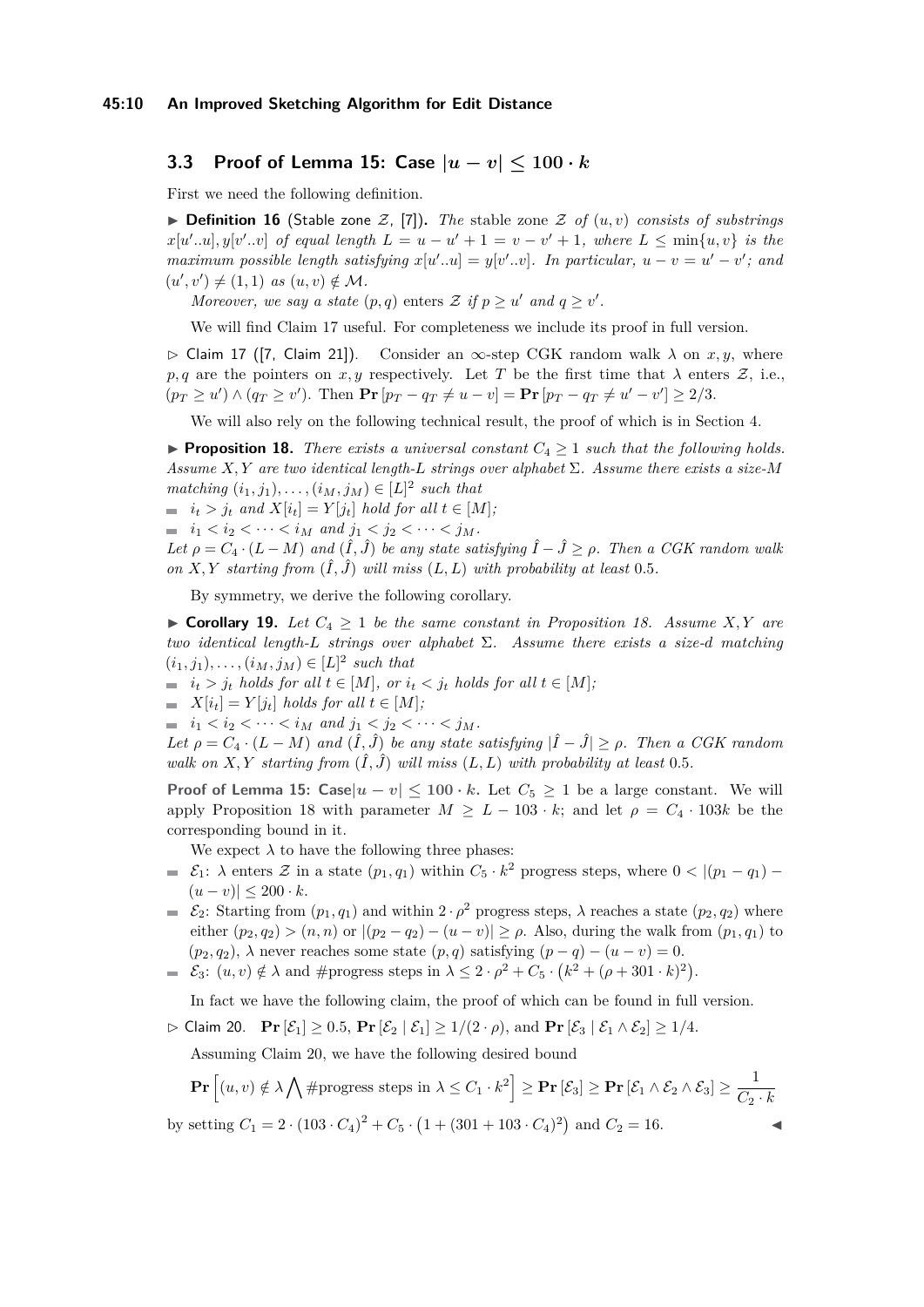## 3.3 Proof of Lemma 15: Case $|u - v| \leq 100 \cdot k$

First we need the following definition.

▶ **Definition 16** (Stable zone $\mathcal{Z}$, [7])**.** *The* stable zone $\mathcal{Z}$ *of* $(u, v)$ *consists of substrings* $x[u'..u], y[v'..v]$ *of equal length* $L = u - u' + 1 = v - v' + 1$*, where* $L \leq \min\{u, v\}$ *is the maximum possible length satisfying* $x[u'..u] = y[v'..v]$*. In particular,* $u - v = u' - v'$*; and* $(u', v') \neq (1, 1)$ *as* $(u, v) \notin \mathcal{M}$*.*

*Moreover, we say a state* $(p, q)$ *enters* $\mathcal{Z}$ *if* $p \geq u'$ *and* $q \geq v'$*.*

We will find Claim 17 useful. For completeness we include its proof in full version.

▷ Claim 17 ([7, Claim 21]). Consider an $\infty$-step CGK random walk $\lambda$ on $x, y$, where $p, q$ are the pointers on $x, y$ respectively. Let $T$ be the first time that $\lambda$ enters $\mathcal{Z}$, i.e., $(p_T \geq u') \wedge (q_T \geq v')$. Then $\mathbf{Pr}[p_T - q_T \neq u - v] = \mathbf{Pr}[p_T - q_T \neq u' - v'] \geq 2/3$.

We will also rely on the following technical result, the proof of which is in Section 4.

▶ **Proposition 18.** *There exists a universal constant* $C_4 \geq 1$ *such that the following holds. Assume* $X, Y$ *are two identical length-*$L$ *strings over alphabet* $\Sigma$*. Assume there exists a size-*$M$ *matching* $(i_1, j_1), \ldots, (i_M, j_M) \in [L]^2$ *such that*

- $i_t > j_t$ *and* $X[i_t] = Y[j_t]$ *hold for all* $t \in [M]$*;*
- $i_1 < i_2 < \cdots < i_M$ *and* $j_1 < j_2 < \cdots < j_M$*.*

*Let* $\rho = C_4 \cdot (L - M)$ *and* $(\hat{I}, \hat{J})$ *be any state satisfying* $\hat{I} - \hat{J} \geq \rho$*. Then a CGK random walk on* $X, Y$ *starting from* $(\hat{I}, \hat{J})$ *will miss* $(L, L)$ *with probability at least* $0.5$*.*

By symmetry, we derive the following corollary.

▶ **Corollary 19.** *Let* $C_4 \geq 1$ *be the same constant in Proposition 18. Assume* $X, Y$ *are two identical length-*$L$ *strings over alphabet* $\Sigma$*. Assume there exists a size-*$d$ *matching* $(i_1, j_1), \ldots, (i_M, j_M) \in [L]^2$ *such that*

- $i_t > j_t$ *holds for all* $t \in [M]$*, or* $i_t < j_t$ *holds for all* $t \in [M]$*;*
- $X[i_t] = Y[j_t]$ *holds for all* $t \in [M]$*;*
- $i_1 < i_2 < \cdots < i_M$ *and* $j_1 < j_2 < \cdots < j_M$*.*

*Let* $\rho = C_4 \cdot (L - M)$ *and* $(\hat{I}, \hat{J})$ *be any state satisfying* $|\hat{I} - \hat{J}| \geq \rho$*. Then a CGK random walk on* $X, Y$ *starting from* $(\hat{I}, \hat{J})$ *will miss* $(L, L)$ *with probability at least* $0.5$*.*

**Proof of Lemma 15: Case$|u - v| \leq 100 \cdot k$.** Let $C_5 \geq 1$ be a large constant. We will apply Proposition 18 with parameter $M \geq L - 103 \cdot k$; and let $\rho = C_4 \cdot 103k$ be the corresponding bound in it.

We expect $\lambda$ to have the following three phases:

- $\mathcal{E}_1$: $\lambda$ enters $\mathcal{Z}$ in a state $(p_1, q_1)$ within $C_5 \cdot k^2$ progress steps, where $0 < |(p_1 - q_1) - (u - v)| \leq 200 \cdot k$.
- $\mathcal{E}_2$: Starting from $(p_1, q_1)$ and within $2 \cdot \rho^2$ progress steps, $\lambda$ reaches a state $(p_2, q_2)$ where either $(p_2, q_2) > (n, n)$ or $|(p_2 - q_2) - (u - v)| \geq \rho$. Also, during the walk from $(p_1, q_1)$ to $(p_2, q_2)$, $\lambda$ never reaches some state $(p, q)$ satisfying $(p - q) - (u - v) = 0$.
- $\mathcal{E}_3$: $(u, v) \notin \lambda$ and #progress steps in $\lambda \leq 2 \cdot \rho^2 + C_5 \cdot \left(k^2 + (\rho + 301 \cdot k)^2\right)$.

In fact we have the following claim, the proof of which can be found in full version.

▷ Claim 20. $\mathbf{Pr}[\mathcal{E}_1] \geq 0.5$, $\mathbf{Pr}[\mathcal{E}_2 \mid \mathcal{E}_1] \geq 1/(2 \cdot \rho)$, and $\mathbf{Pr}[\mathcal{E}_3 \mid \mathcal{E}_1 \wedge \mathcal{E}_2] \geq 1/4$.

Assuming Claim 20, we have the following desired bound

$$\mathbf{Pr}\left[(u, v) \notin \lambda \bigwedge \#\text{progress steps in } \lambda \leq C_1 \cdot k^2\right] \geq \mathbf{Pr}[\mathcal{E}_3] \geq \mathbf{Pr}[\mathcal{E}_1 \wedge \mathcal{E}_2 \wedge \mathcal{E}_3] \geq \frac{1}{C_2 \cdot k}$$

by setting $C_1 = 2 \cdot (103 \cdot C_4)^2 + C_5 \cdot \left(1 + (301 + 103 \cdot C_4)^2\right)$ and $C_2 = 16$. ◀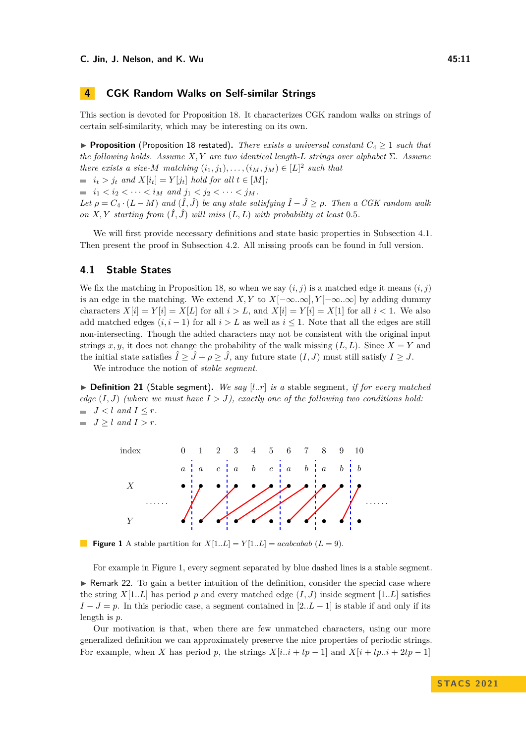# 4 CGK Random Walks on Self-similar Strings

This section is devoted for Proposition 18. It characterizes CGK random walks on strings of certain self-similarity, which may be interesting on its own.

▶ **Proposition** (Proposition 18 restated). *There exists a universal constant $C_4 \geq 1$ such that the following holds. Assume $X, Y$ are two identical length-$L$ strings over alphabet $\Sigma$. Assume there exists a size-$M$ matching $(i_1, j_1), \ldots, (i_M, j_M) \in [L]^2$ such that*

- *$i_t > j_t$ and $X[i_t] = Y[j_t]$ hold for all $t \in [M]$;*
- *$i_1 < i_2 < \cdots < i_M$ and $j_1 < j_2 < \cdots < j_M$.*

*Let $\rho = C_4 \cdot (L - M)$ and $(\hat{I}, \hat{J})$ be any state satisfying $\hat{I} - \hat{J} \geq \rho$. Then a CGK random walk on $X, Y$ starting from $(\hat{I}, \hat{J})$ will miss $(L, L)$ with probability at least 0.5.*

We will first provide necessary definitions and state basic properties in Subsection 4.1. Then present the proof in Subsection 4.2. All missing proofs can be found in full version.

## 4.1 Stable States

We fix the matching in Proposition 18, so when we say $(i, j)$ is a matched edge it means $(i, j)$ is an edge in the matching. We extend $X, Y$ to $X[-\infty..\infty], Y[-\infty..\infty]$ by adding dummy characters $X[i] = Y[i] = X[L]$ for all $i > L$, and $X[i] = Y[i] = X[1]$ for all $i < 1$. We also add matched edges $(i, i-1)$ for all $i > L$ as well as $i \leq 1$. Note that all the edges are still non-intersecting. Though the added characters may not be consistent with the original input strings $x, y$, it does not change the probability of the walk missing $(L, L)$. Since $X = Y$ and the initial state satisfies $\hat{I} \geq \hat{J} + \rho \geq \hat{J}$, any future state $(I, J)$ must still satisfy $I \geq J$.

We introduce the notion of *stable segment*.

▶ **Definition 21** (Stable segment). *We say $[l..r]$ is a* stable segment, *if for every matched edge $(I, J)$ (where we must have $I > J$), exactly one of the following two conditions hold:*

- *$J < l$ and $I \leq r$.*
- *$J \geq l$ and $I > r$.*

**Figure 1** A stable partition for $X[1..L] = Y[1..L] = acabcabab$ $(L = 9)$.

For example in Figure 1, every segment separated by blue dashed lines is a stable segment.

▶ Remark 22. To gain a better intuition of the definition, consider the special case where the string $X[1..L]$ has period $p$ and every matched edge $(I, J)$ inside segment $[1..L]$ satisfies $I - J = p$. In this periodic case, a segment contained in $[2..L-1]$ is stable if and only if its length is $p$.

Our motivation is that, when there are few unmatched characters, using our more generalized definition we can approximately preserve the nice properties of periodic strings. For example, when $X$ has period $p$, the strings $X[i..i + tp - 1]$ and $X[i + tp..i + 2tp - 1]$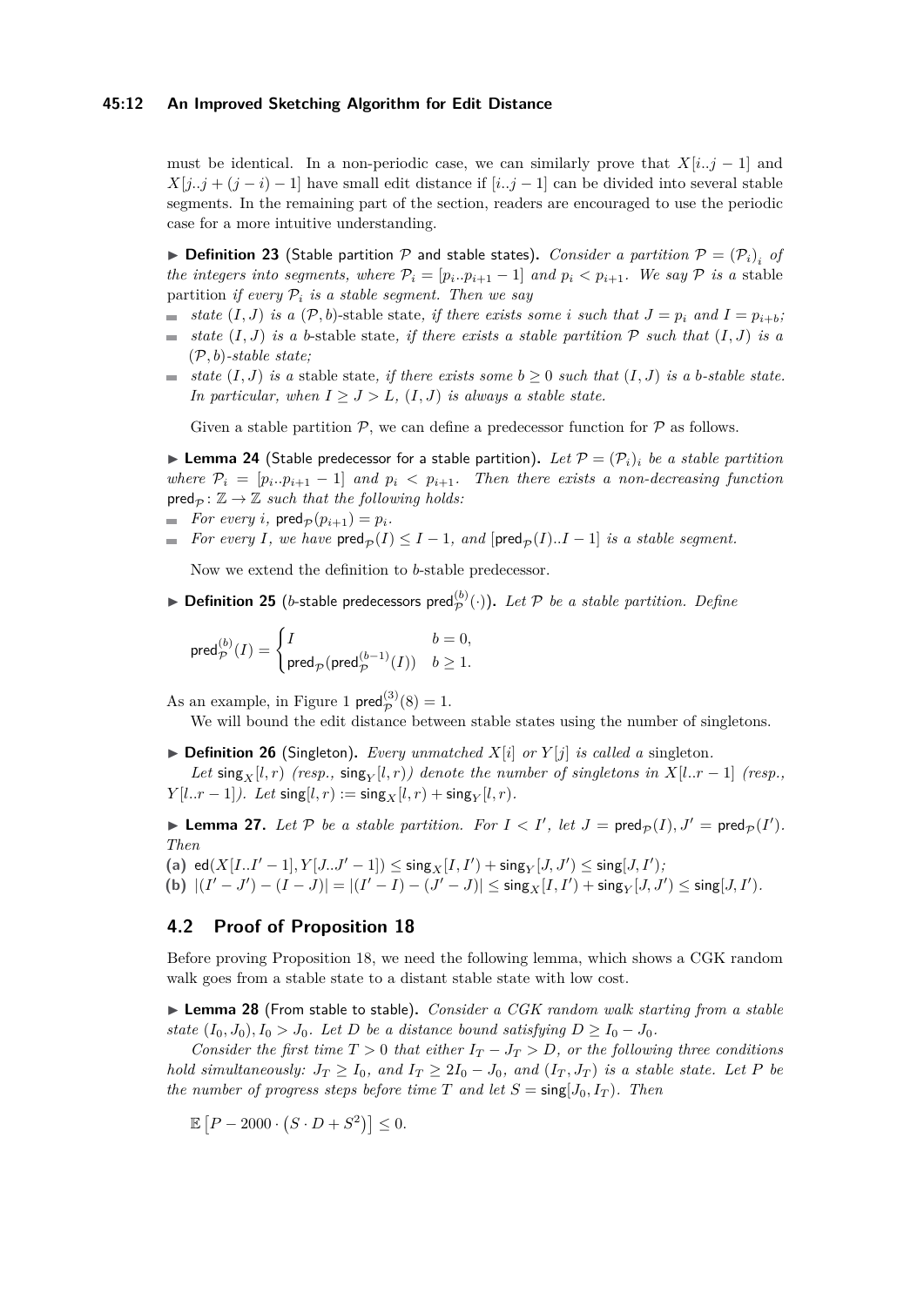must be identical. In a non-periodic case, we can similarly prove that $X[i..j-1]$ and $X[j..j+(j-i)-1]$ have small edit distance if $[i..j-1]$ can be divided into several stable segments. In the remaining part of the section, readers are encouraged to use the periodic case for a more intuitive understanding.

▶ **Definition 23** (Stable partition $\mathcal{P}$ and stable states). *Consider a partition $\mathcal{P} = (\mathcal{P}_i)_i$ of the integers into segments, where $\mathcal{P}_i = [p_i..p_{i+1}-1]$ and $p_i < p_{i+1}$. We say $\mathcal{P}$ is a* stable partition *if every $\mathcal{P}_i$ is a stable segment. Then we say*

- *state $(I, J)$ is a $(\mathcal{P}, b)$-stable state, if there exists some $i$ such that $J = p_i$ and $I = p_{i+b}$;*
- *state $(I, J)$ is a $b$-stable state, if there exists a stable partition $\mathcal{P}$ such that $(I, J)$ is a $(\mathcal{P}, b)$-stable state;*
- *state $(I, J)$ is a stable state, if there exists some $b \geq 0$ such that $(I, J)$ is a $b$-stable state. In particular, when $I \geq J > L$, $(I, J)$ is always a stable state.*

Given a stable partition $\mathcal{P}$, we can define a predecessor function for $\mathcal{P}$ as follows.

▶ **Lemma 24** (Stable predecessor for a stable partition). *Let $\mathcal{P} = (\mathcal{P}_i)_i$ be a stable partition where $\mathcal{P}_i = [p_i..p_{i+1}-1]$ and $p_i < p_{i+1}$. Then there exists a non-decreasing function $\mathsf{pred}_{\mathcal{P}} \colon \mathbb{Z} \to \mathbb{Z}$ such that the following holds:*

- *For every $i$, $\mathsf{pred}_{\mathcal{P}}(p_{i+1}) = p_i$.*
- *For every $I$, we have $\mathsf{pred}_{\mathcal{P}}(I) \leq I - 1$, and $[\mathsf{pred}_{\mathcal{P}}(I)..I-1]$ is a stable segment.*

Now we extend the definition to $b$-stable predecessor.

▶ **Definition 25** ($b$-stable predecessors $\mathsf{pred}^{(b)}_{\mathcal{P}}(\cdot)$). *Let $\mathcal{P}$ be a stable partition. Define*

$$\mathsf{pred}^{(b)}_{\mathcal{P}}(I) = \begin{cases} I & b = 0, \\ \mathsf{pred}_{\mathcal{P}}(\mathsf{pred}^{(b-1)}_{\mathcal{P}}(I)) & b \geq 1. \end{cases}$$

As an example, in Figure 1 $\mathsf{pred}^{(3)}_{\mathcal{P}}(8) = 1$.

We will bound the edit distance between stable states using the number of singletons.

▶ **Definition 26** (Singleton). *Every unmatched $X[i]$ or $Y[j]$ is called a* singleton.

*Let $\mathsf{sing}_X[l, r)$ (resp., $\mathsf{sing}_Y[l, r)$) denote the number of singletons in $X[l..r-1]$ (resp., $Y[l..r-1]$). Let $\mathsf{sing}[l, r) := \mathsf{sing}_X[l, r) + \mathsf{sing}_Y[l, r)$.*

▶ **Lemma 27.** *Let $\mathcal{P}$ be a stable partition. For $I < I'$, let $J = \mathsf{pred}_{\mathcal{P}}(I)$, $J' = \mathsf{pred}_{\mathcal{P}}(I')$. Then*

**(a)** $\mathsf{ed}(X[I..I'-1], Y[J..J'-1]) \leq \mathsf{sing}_X[I, I') + \mathsf{sing}_Y[J, J') \leq \mathsf{sing}[J, I')$*;*

**(b)** $|(I'-J') - (I-J)| = |(I'-I) - (J'-J)| \leq \mathsf{sing}_X[I, I') + \mathsf{sing}_Y[J, J') \leq \mathsf{sing}[J, I')$.

## 4.2 Proof of Proposition 18

Before proving Proposition 18, we need the following lemma, which shows a CGK random walk goes from a stable state to a distant stable state with low cost.

▶ **Lemma 28** (From stable to stable). *Consider a CGK random walk starting from a stable state $(I_0, J_0), I_0 > J_0$. Let $D$ be a distance bound satisfying $D \geq I_0 - J_0$.*

*Consider the first time $T > 0$ that either $I_T - J_T > D$, or the following three conditions hold simultaneously: $J_T \geq I_0$, and $I_T \geq 2I_0 - J_0$, and $(I_T, J_T)$ is a stable state. Let $P$ be the number of progress steps before time $T$ and let $S = \mathsf{sing}[J_0, I_T)$. Then*

$$\mathbb{E}\left[P - 2000 \cdot \left(S \cdot D + S^2\right)\right] \leq 0.$$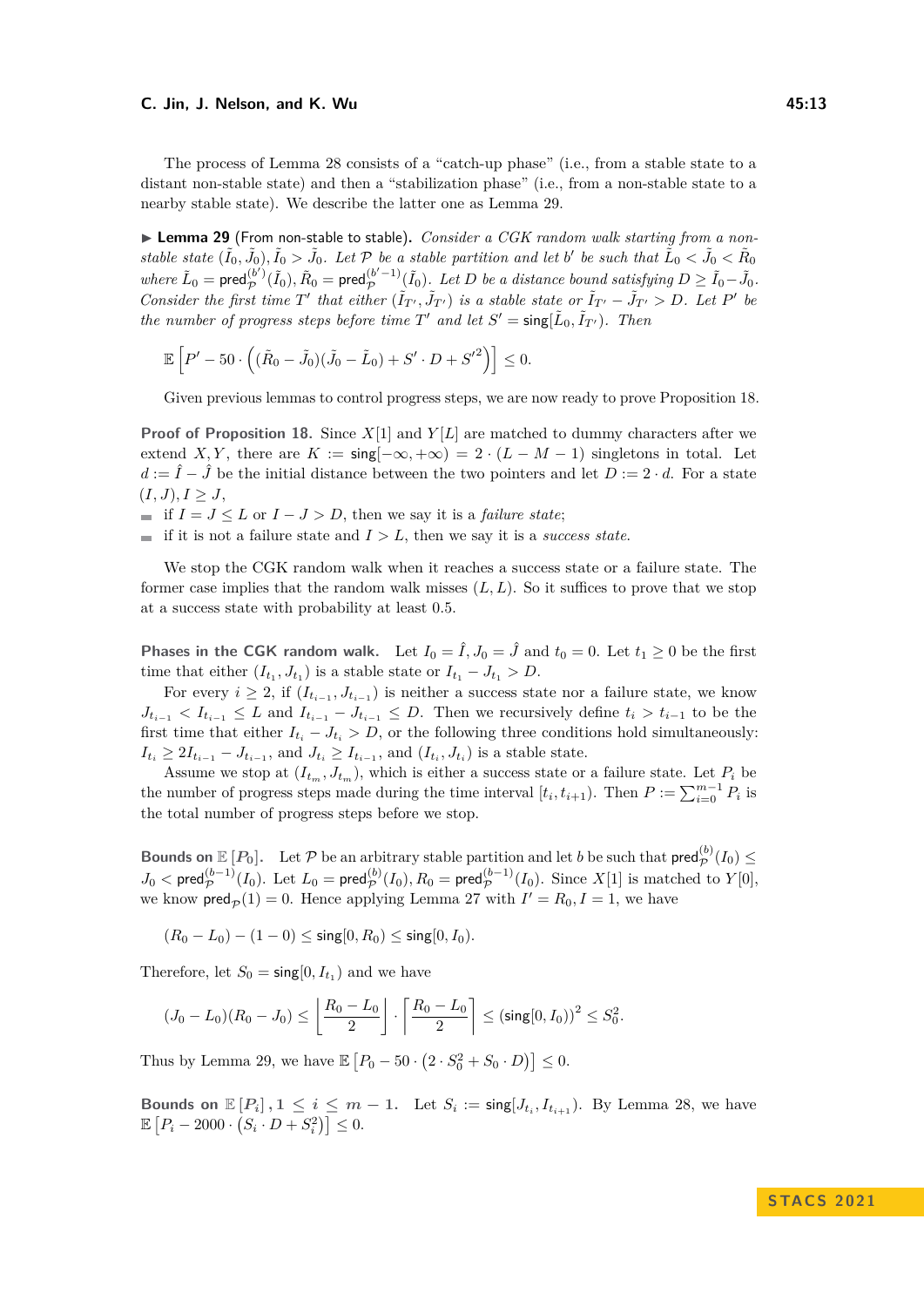The process of Lemma 28 consists of a "catch-up phase" (i.e., from a stable state to a distant non-stable state) and then a "stabilization phase" (i.e., from a non-stable state to a nearby stable state). We describe the latter one as Lemma 29.

▶ **Lemma 29** (From non-stable to stable)**.** *Consider a CGK random walk starting from a non-stable state $(\tilde{I}_0, \tilde{J}_0), \tilde{I}_0 > \tilde{J}_0$. Let $\mathcal{P}$ be a stable partition and let $b'$ be such that $\tilde{L}_0 < \tilde{J}_0 < \tilde{R}_0$ where $\tilde{L}_0 = \mathsf{pred}_{\mathcal{P}}^{(b')}(\tilde{I}_0), \tilde{R}_0 = \mathsf{pred}_{\mathcal{P}}^{(b'-1)}(\tilde{I}_0)$. Let $D$ be a distance bound satisfying $D \geq \tilde{I}_0 - \tilde{J}_0$. Consider the first time $T'$ that either $(\tilde{I}_{T'}, \tilde{J}_{T'})$ is a stable state or $\tilde{I}_{T'} - \tilde{J}_{T'} > D$. Let $P'$ be the number of progress steps before time $T'$ and let $S' = \mathsf{sing}[\tilde{L}_0, \tilde{I}_{T'})$. Then*

$$\mathbb{E}\left[P' - 50 \cdot \left((\tilde{R}_0 - \tilde{J}_0)(\tilde{J}_0 - \tilde{L}_0) + S' \cdot D + {S'}^2\right)\right] \leq 0.$$

Given previous lemmas to control progress steps, we are now ready to prove Proposition 18.

**Proof of Proposition 18.** Since $X[1]$ and $Y[L]$ are matched to dummy characters after we extend $X, Y$, there are $K := \mathsf{sing}[-\infty, +\infty) = 2 \cdot (L - M - 1)$ singletons in total. Let $d := \hat{I} - \hat{J}$ be the initial distance between the two pointers and let $D := 2 \cdot d$. For a state $(I, J), I \geq J$,

- if $I = J \leq L$ or $I - J > D$, then we say it is a *failure state*;
- if it is not a failure state and $I > L$, then we say it is a *success state*.

We stop the CGK random walk when it reaches a success state or a failure state. The former case implies that the random walk misses $(L, L)$. So it suffices to prove that we stop at a success state with probability at least 0.5.

**Phases in the CGK random walk.** Let $I_0 = \hat{I}, J_0 = \hat{J}$ and $t_0 = 0$. Let $t_1 \geq 0$ be the first time that either $(I_{t_1}, J_{t_1})$ is a stable state or $I_{t_1} - J_{t_1} > D$.

For every $i \geq 2$, if $(I_{t_{i-1}}, J_{t_{i-1}})$ is neither a success state nor a failure state, we know $J_{t_{i-1}} < I_{t_{i-1}} \leq L$ and $I_{t_{i-1}} - J_{t_{i-1}} \leq D$. Then we recursively define $t_i > t_{i-1}$ to be the first time that either $I_{t_i} - J_{t_i} > D$, or the following three conditions hold simultaneously: $I_{t_i} \geq 2I_{t_{i-1}} - J_{t_{i-1}}$, and $J_{t_i} \geq I_{t_{i-1}}$, and $(I_{t_i}, J_{t_i})$ is a stable state.

Assume we stop at $(I_{t_m}, J_{t_m})$, which is either a success state or a failure state. Let $P_i$ be the number of progress steps made during the time interval $[t_i, t_{i+1})$. Then $P := \sum_{i=0}^{m-1} P_i$ is the total number of progress steps before we stop.

**Bounds on $\mathbb{E}[P_0]$.** Let $\mathcal{P}$ be an arbitrary stable partition and let $b$ be such that $\mathsf{pred}_{\mathcal{P}}^{(b)}(I_0) \leq J_0 < \mathsf{pred}_{\mathcal{P}}^{(b-1)}(I_0)$. Let $L_0 = \mathsf{pred}_{\mathcal{P}}^{(b)}(I_0), R_0 = \mathsf{pred}_{\mathcal{P}}^{(b-1)}(I_0)$. Since $X[1]$ is matched to $Y[0]$, we know $\mathsf{pred}_{\mathcal{P}}(1) = 0$. Hence applying Lemma 27 with $I' = R_0, I = 1$, we have

$$(R_0 - L_0) - (1 - 0) \leq \mathsf{sing}[0, R_0) \leq \mathsf{sing}[0, I_0).$$

Therefore, let $S_0 = \mathsf{sing}[0, I_{t_1})$ and we have

$$(J_0 - L_0)(R_0 - J_0) \leq \left\lfloor \frac{R_0 - L_0}{2} \right\rfloor \cdot \left\lceil \frac{R_0 - L_0}{2} \right\rceil \leq (\mathsf{sing}[0, I_0))^2 \leq S_0^2.$$

Thus by Lemma 29, we have $\mathbb{E}\left[P_0 - 50 \cdot \left(2 \cdot S_0^2 + S_0 \cdot D\right)\right] \leq 0$.

**Bounds on $\mathbb{E}[P_i], 1 \leq i \leq m - 1$.** Let $S_i := \mathsf{sing}[J_{t_i}, I_{t_{i+1}})$. By Lemma 28, we have $\mathbb{E}\left[P_i - 2000 \cdot \left(S_i \cdot D + S_i^2\right)\right] \leq 0$.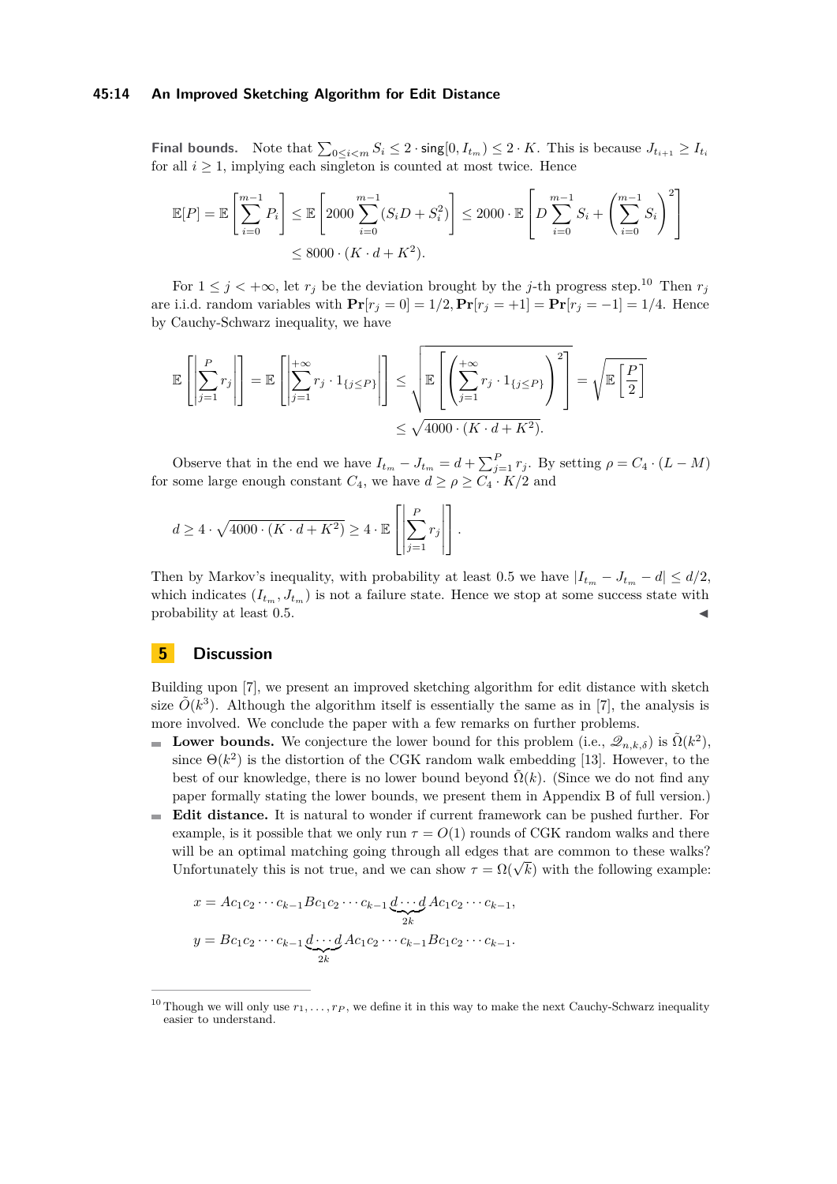**Final bounds.** Note that $\sum_{0\le i<m} S_i \le 2\cdot \mathsf{sing}[0, I_{t_m}) \le 2\cdot K$. This is because $J_{t_{i+1}} \ge I_{t_i}$ for all $i \ge 1$, implying each singleton is counted at most twice. Hence

$$\mathbb{E}[P] = \mathbb{E}\left[\sum_{i=0}^{m-1} P_i\right] \le \mathbb{E}\left[2000\sum_{i=0}^{m-1}(S_i D + S_i^2)\right] \le 2000\cdot \mathbb{E}\left[D\sum_{i=0}^{m-1} S_i + \left(\sum_{i=0}^{m-1} S_i\right)^2\right]$$
$$\le 8000\cdot (K\cdot d + K^2).$$

For $1 \le j < +\infty$, let $r_j$ be the deviation brought by the $j$-th progress step.[10] Then $r_j$ are i.i.d. random variables with $\mathbf{Pr}[r_j = 0] = 1/2, \mathbf{Pr}[r_j = +1] = \mathbf{Pr}[r_j = -1] = 1/4$. Hence by Cauchy-Schwarz inequality, we have

$$\mathbb{E}\left[\left|\sum_{j=1}^{P} r_j\right|\right] = \mathbb{E}\left[\left|\sum_{j=1}^{+\infty} r_j\cdot 1_{\{j\le P\}}\right|\right] \le \sqrt{\mathbb{E}\left[\left(\sum_{j=1}^{+\infty} r_j\cdot 1_{\{j\le P\}}\right)^2\right]} = \sqrt{\mathbb{E}\left[\frac{P}{2}\right]}$$
$$\le \sqrt{4000\cdot (K\cdot d + K^2)}.$$

Observe that in the end we have $I_{t_m} - J_{t_m} = d + \sum_{j=1}^{P} r_j$. By setting $\rho = C_4\cdot (L-M)$ for some large enough constant $C_4$, we have $d \ge \rho \ge C_4\cdot K/2$ and

$$d \ge 4\cdot \sqrt{4000\cdot (K\cdot d + K^2)} \ge 4\cdot \mathbb{E}\left[\left|\sum_{j=1}^{P} r_j\right|\right].$$

Then by Markov's inequality, with probability at least 0.5 we have $|I_{t_m} - J_{t_m} - d| \le d/2$, which indicates $(I_{t_m}, J_{t_m})$ is not a failure state. Hence we stop at some success state with probability at least 0.5. ◀

## 5 Discussion

Building upon [7], we present an improved sketching algorithm for edit distance with sketch size $\tilde{O}(k^3)$. Although the algorithm itself is essentially the same as in [7], the analysis is more involved. We conclude the paper with a few remarks on further problems.

- **Lower bounds.** We conjecture the lower bound for this problem (i.e., $\mathscr{Q}_{n,k,\delta}$) is $\tilde{\Omega}(k^2)$, since $\Theta(k^2)$ is the distortion of the CGK random walk embedding [13]. However, to the best of our knowledge, there is no lower bound beyond $\tilde{\Omega}(k)$. (Since we do not find any paper formally stating the lower bounds, we present them in Appendix B of full version.)
- **Edit distance.** It is natural to wonder if current framework can be pushed further. For example, is it possible that we only run $\tau = O(1)$ rounds of CGK random walks and there will be an optimal matching going through all edges that are common to these walks? Unfortunately this is not true, and we can show $\tau = \Omega(\sqrt{k})$ with the following example:

$$x = Ac_1c_2\cdots c_{k-1}Bc_1c_2\cdots c_{k-1}\underbrace{d\cdots d}_{2k}Ac_1c_2\cdots c_{k-1},$$
$$y = Bc_1c_2\cdots c_{k-1}\underbrace{d\cdots d}_{2k}Ac_1c_2\cdots c_{k-1}Bc_1c_2\cdots c_{k-1}.$$

---

[10] Though we will only use $r_1, \ldots, r_P$, we define it in this way to make the next Cauchy-Schwarz inequality easier to understand.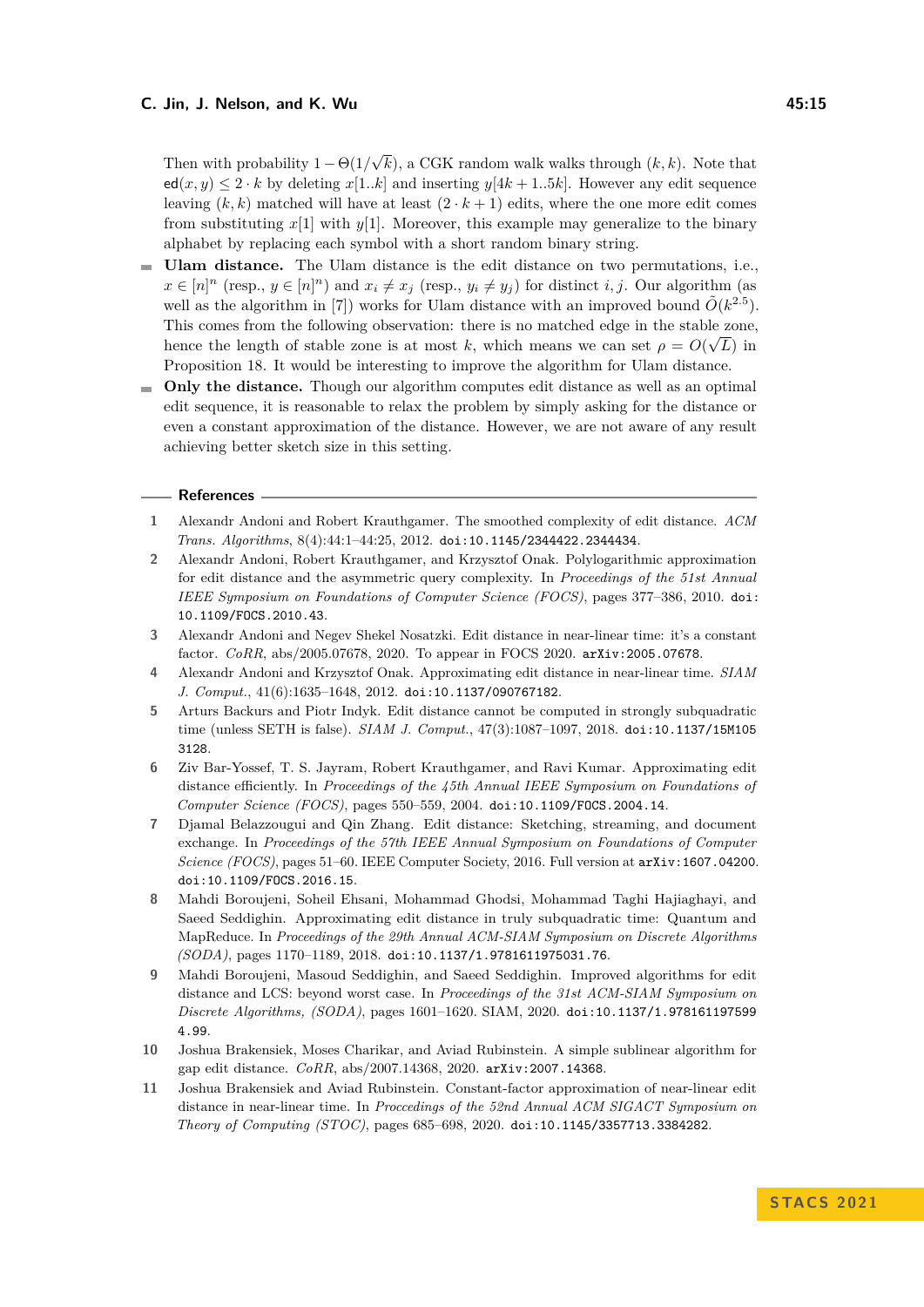Then with probability $1 - \Theta(1/\sqrt{k})$, a CGK random walk walks through $(k, k)$. Note that $\mathsf{ed}(x, y) \le 2 \cdot k$ by deleting $x[1..k]$ and inserting $y[4k + 1..5k]$. However any edit sequence leaving $(k, k)$ matched will have at least $(2 \cdot k + 1)$ edits, where the one more edit comes from substituting $x[1]$ with $y[1]$. Moreover, this example may generalize to the binary alphabet by replacing each symbol with a short random binary string.

- **Ulam distance.** The Ulam distance is the edit distance on two permutations, i.e., $x \in [n]^n$ (resp., $y \in [n]^n$) and $x_i \ne x_j$ (resp., $y_i \ne y_j$) for distinct $i, j$. Our algorithm (as well as the algorithm in [7]) works for Ulam distance with an improved bound $\tilde{O}(k^{2.5})$. This comes from the following observation: there is no matched edge in the stable zone, hence the length of stable zone is at most $k$, which means we can set $\rho = O(\sqrt{L})$ in Proposition 18. It would be interesting to improve the algorithm for Ulam distance.
- **Only the distance.** Though our algorithm computes edit distance as well as an optimal edit sequence, it is reasonable to relax the problem by simply asking for the distance or even a constant approximation of the distance. However, we are not aware of any result achieving better sketch size in this setting.

## References

1. Alexandr Andoni and Robert Krauthgamer. The smoothed complexity of edit distance. *ACM Trans. Algorithms*, 8(4):44:1–44:25, 2012. doi:10.1145/2344422.2344434.
2. Alexandr Andoni, Robert Krauthgamer, and Krzysztof Onak. Polylogarithmic approximation for edit distance and the asymmetric query complexity. In *Proceedings of the 51st Annual IEEE Symposium on Foundations of Computer Science (FOCS)*, pages 377–386, 2010. doi:10.1109/FOCS.2010.43.
3. Alexandr Andoni and Negev Shekel Nosatzki. Edit distance in near-linear time: it's a constant factor. *CoRR*, abs/2005.07678, 2020. To appear in FOCS 2020. arXiv:2005.07678.
4. Alexandr Andoni and Krzysztof Onak. Approximating edit distance in near-linear time. *SIAM J. Comput.*, 41(6):1635–1648, 2012. doi:10.1137/090767182.
5. Arturs Backurs and Piotr Indyk. Edit distance cannot be computed in strongly subquadratic time (unless SETH is false). *SIAM J. Comput.*, 47(3):1087–1097, 2018. doi:10.1137/15M1053128.
6. Ziv Bar-Yossef, T. S. Jayram, Robert Krauthgamer, and Ravi Kumar. Approximating edit distance efficiently. In *Proceedings of the 45th Annual IEEE Symposium on Foundations of Computer Science (FOCS)*, pages 550–559, 2004. doi:10.1109/FOCS.2004.14.
7. Djamal Belazzougui and Qin Zhang. Edit distance: Sketching, streaming, and document exchange. In *Proceedings of the 57th IEEE Annual Symposium on Foundations of Computer Science (FOCS)*, pages 51–60. IEEE Computer Society, 2016. Full version at arXiv:1607.04200. doi:10.1109/FOCS.2016.15.
8. Mahdi Boroujeni, Soheil Ehsani, Mohammad Ghodsi, Mohammad Taghi Hajiaghayi, and Saeed Seddighin. Approximating edit distance in truly subquadratic time: Quantum and MapReduce. In *Proceedings of the 29th Annual ACM-SIAM Symposium on Discrete Algorithms (SODA)*, pages 1170–1189, 2018. doi:10.1137/1.9781611975031.76.
9. Mahdi Boroujeni, Masoud Seddighin, and Saeed Seddighin. Improved algorithms for edit distance and LCS: beyond worst case. In *Proceedings of the 31st ACM-SIAM Symposium on Discrete Algorithms, (SODA)*, pages 1601–1620. SIAM, 2020. doi:10.1137/1.9781611975994.99.
10. Joshua Brakensiek, Moses Charikar, and Aviad Rubinstein. A simple sublinear algorithm for gap edit distance. *CoRR*, abs/2007.14368, 2020. arXiv:2007.14368.
11. Joshua Brakensiek and Aviad Rubinstein. Constant-factor approximation of near-linear edit distance in near-linear time. In *Proccedings of the 52nd Annual ACM SIGACT Symposium on Theory of Computing (STOC)*, pages 685–698, 2020. doi:10.1145/3357713.3384282.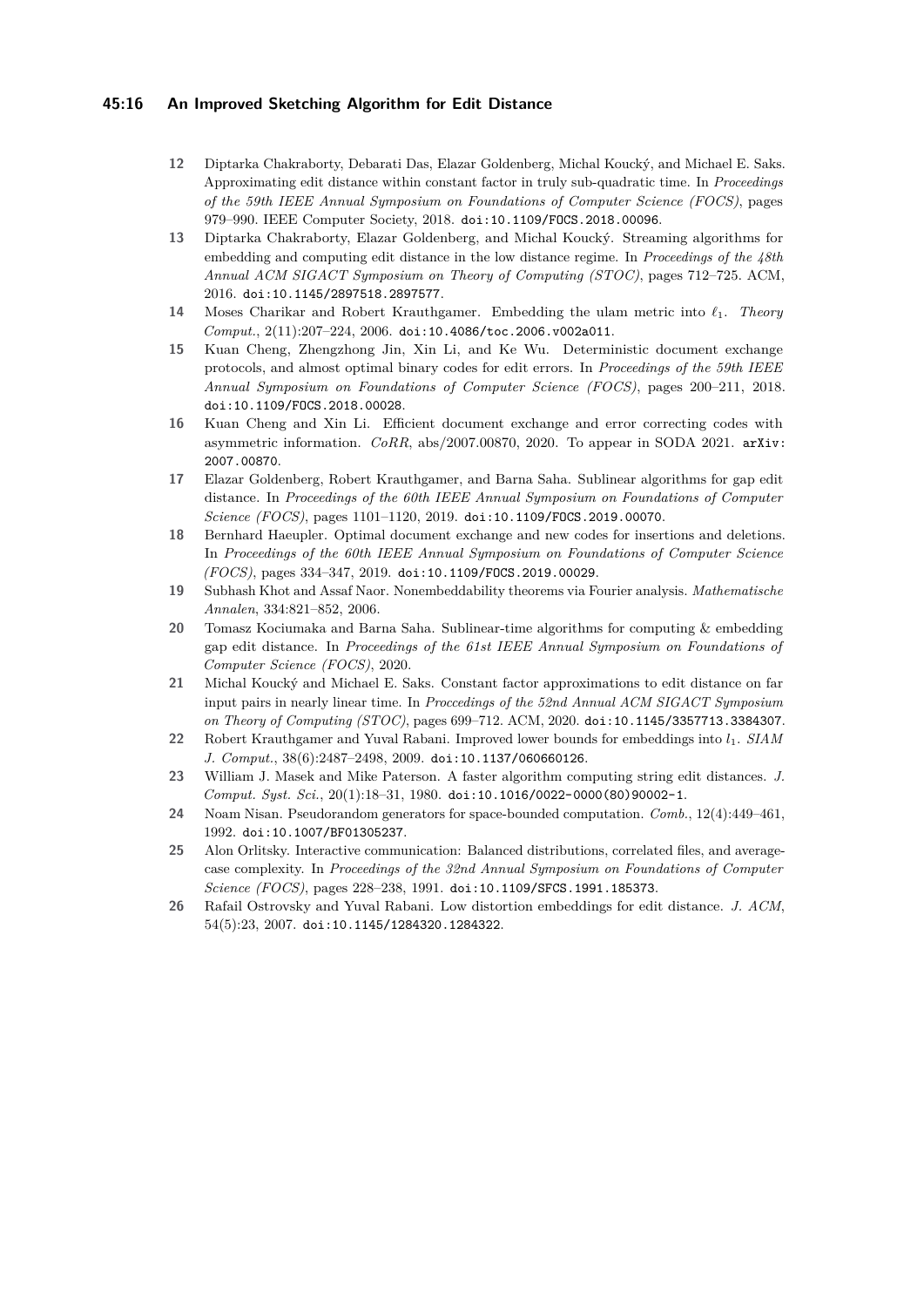12 Diptarka Chakraborty, Debarati Das, Elazar Goldenberg, Michal Koucký, and Michael E. Saks. Approximating edit distance within constant factor in truly sub-quadratic time. In *Proceedings of the 59th IEEE Annual Symposium on Foundations of Computer Science (FOCS)*, pages 979–990. IEEE Computer Society, 2018. doi:10.1109/FOCS.2018.00096.

13 Diptarka Chakraborty, Elazar Goldenberg, and Michal Koucký. Streaming algorithms for embedding and computing edit distance in the low distance regime. In *Proceedings of the 48th Annual ACM SIGACT Symposium on Theory of Computing (STOC)*, pages 712–725. ACM, 2016. doi:10.1145/2897518.2897577.

14 Moses Charikar and Robert Krauthgamer. Embedding the ulam metric into $\ell_1$. *Theory Comput.*, 2(11):207–224, 2006. doi:10.4086/toc.2006.v002a011.

15 Kuan Cheng, Zhengzhong Jin, Xin Li, and Ke Wu. Deterministic document exchange protocols, and almost optimal binary codes for edit errors. In *Proceedings of the 59th IEEE Annual Symposium on Foundations of Computer Science (FOCS)*, pages 200–211, 2018. doi:10.1109/FOCS.2018.00028.

16 Kuan Cheng and Xin Li. Efficient document exchange and error correcting codes with asymmetric information. *CoRR*, abs/2007.00870, 2020. To appear in SODA 2021. arXiv:2007.00870.

17 Elazar Goldenberg, Robert Krauthgamer, and Barna Saha. Sublinear algorithms for gap edit distance. In *Proceedings of the 60th IEEE Annual Symposium on Foundations of Computer Science (FOCS)*, pages 1101–1120, 2019. doi:10.1109/FOCS.2019.00070.

18 Bernhard Haeupler. Optimal document exchange and new codes for insertions and deletions. In *Proceedings of the 60th IEEE Annual Symposium on Foundations of Computer Science (FOCS)*, pages 334–347, 2019. doi:10.1109/FOCS.2019.00029.

19 Subhash Khot and Assaf Naor. Nonembeddability theorems via Fourier analysis. *Mathematische Annalen*, 334:821–852, 2006.

20 Tomasz Kociumaka and Barna Saha. Sublinear-time algorithms for computing & embedding gap edit distance. In *Proceedings of the 61st IEEE Annual Symposium on Foundations of Computer Science (FOCS)*, 2020.

21 Michal Koucký and Michael E. Saks. Constant factor approximations to edit distance on far input pairs in nearly linear time. In *Proccedings of the 52nd Annual ACM SIGACT Symposium on Theory of Computing (STOC)*, pages 699–712. ACM, 2020. doi:10.1145/3357713.3384307.

22 Robert Krauthgamer and Yuval Rabani. Improved lower bounds for embeddings into $l_1$. *SIAM J. Comput.*, 38(6):2487–2498, 2009. doi:10.1137/060660126.

23 William J. Masek and Mike Paterson. A faster algorithm computing string edit distances. *J. Comput. Syst. Sci.*, 20(1):18–31, 1980. doi:10.1016/0022-0000(80)90002-1.

24 Noam Nisan. Pseudorandom generators for space-bounded computation. *Comb.*, 12(4):449–461, 1992. doi:10.1007/BF01305237.

25 Alon Orlitsky. Interactive communication: Balanced distributions, correlated files, and average-case complexity. In *Proceedings of the 32nd Annual Symposium on Foundations of Computer Science (FOCS)*, pages 228–238, 1991. doi:10.1109/SFCS.1991.185373.

26 Rafail Ostrovsky and Yuval Rabani. Low distortion embeddings for edit distance. *J. ACM*, 54(5):23, 2007. doi:10.1145/1284320.1284322.